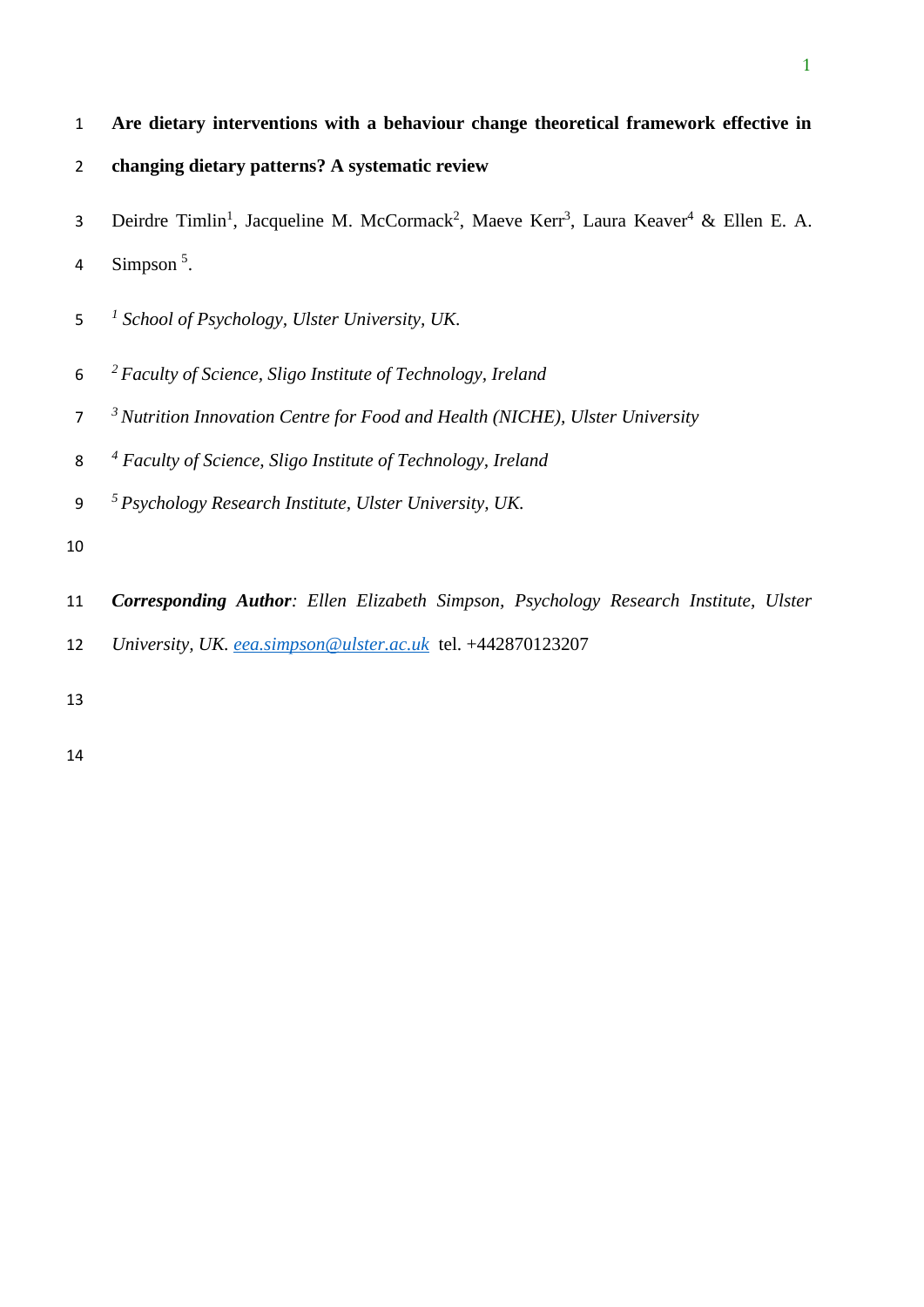# Are dietary interventions with a behaviour change theoretical framework effective in changing dietary patterns? A systematic review

Deirdre Timlin[1], Jacqueline M. McCormack[2], Maeve Kerr[3], Laura Keaver[4] & Ellen E. A. Simpson [5].

[1] *School of Psychology, Ulster University, UK.*

[2] *Faculty of Science, Sligo Institute of Technology, Ireland*

[3] *Nutrition Innovation Centre for Food and Health (NICHE), Ulster University*

[4] *Faculty of Science, Sligo Institute of Technology, Ireland*

[5] *Psychology Research Institute, Ulster University, UK.*

***Corresponding Author****: Ellen Elizabeth Simpson, Psychology Research Institute, Ulster University, UK.* eea.simpson@ulster.ac.uk tel. +442870123207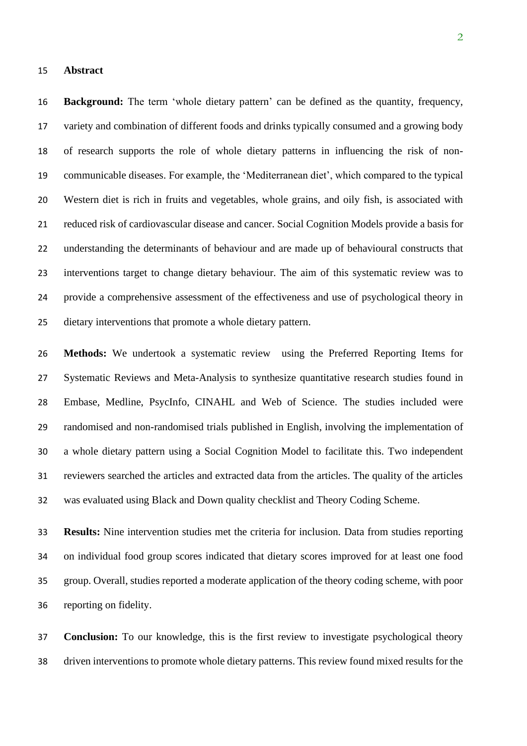## Abstract

**Background:** The term 'whole dietary pattern' can be defined as the quantity, frequency, variety and combination of different foods and drinks typically consumed and a growing body of research supports the role of whole dietary patterns in influencing the risk of non-communicable diseases. For example, the 'Mediterranean diet', which compared to the typical Western diet is rich in fruits and vegetables, whole grains, and oily fish, is associated with reduced risk of cardiovascular disease and cancer. Social Cognition Models provide a basis for understanding the determinants of behaviour and are made up of behavioural constructs that interventions target to change dietary behaviour. The aim of this systematic review was to provide a comprehensive assessment of the effectiveness and use of psychological theory in dietary interventions that promote a whole dietary pattern.

**Methods:** We undertook a systematic review using the Preferred Reporting Items for Systematic Reviews and Meta-Analysis to synthesize quantitative research studies found in Embase, Medline, PsycInfo, CINAHL and Web of Science. The studies included were randomised and non-randomised trials published in English, involving the implementation of a whole dietary pattern using a Social Cognition Model to facilitate this. Two independent reviewers searched the articles and extracted data from the articles. The quality of the articles was evaluated using Black and Down quality checklist and Theory Coding Scheme.

**Results:** Nine intervention studies met the criteria for inclusion. Data from studies reporting on individual food group scores indicated that dietary scores improved for at least one food group. Overall, studies reported a moderate application of the theory coding scheme, with poor reporting on fidelity.

**Conclusion:** To our knowledge, this is the first review to investigate psychological theory driven interventions to promote whole dietary patterns. This review found mixed results for the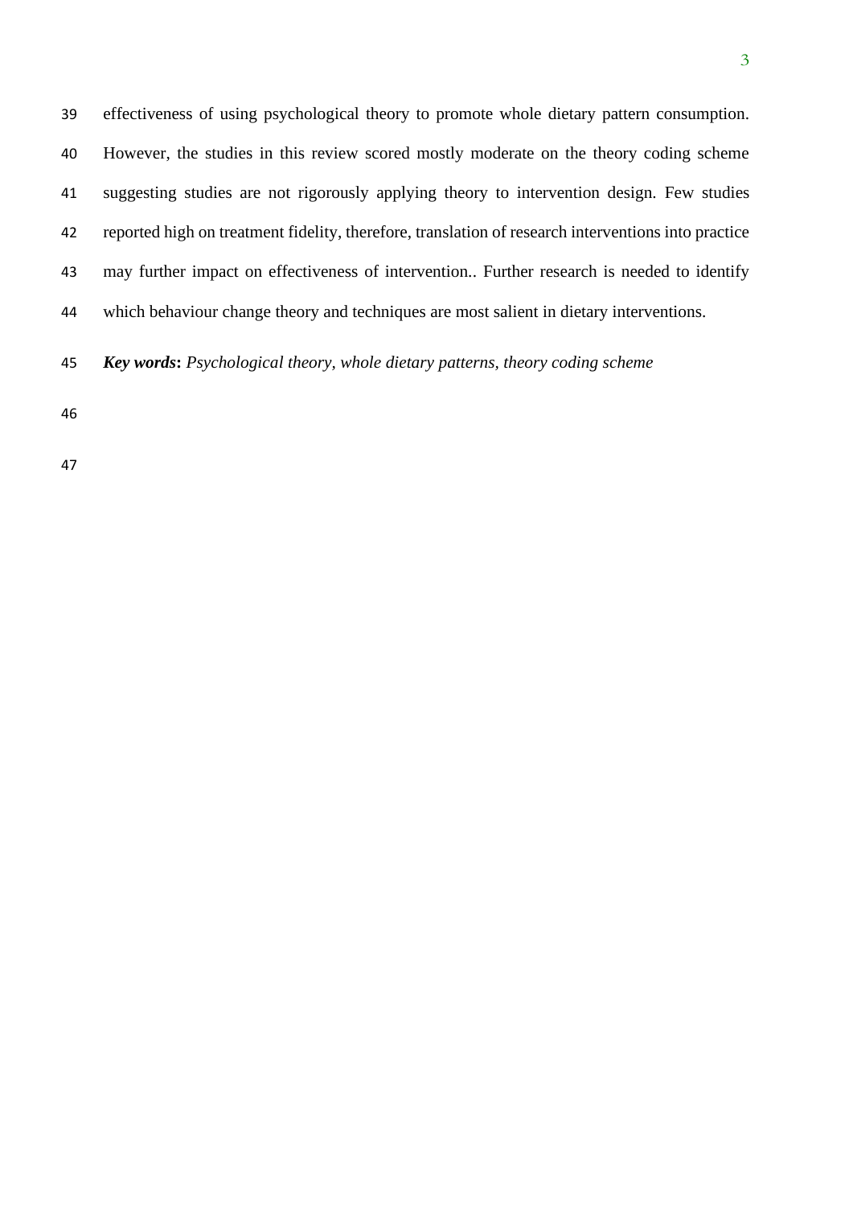effectiveness of using psychological theory to promote whole dietary pattern consumption. However, the studies in this review scored mostly moderate on the theory coding scheme suggesting studies are not rigorously applying theory to intervention design. Few studies reported high on treatment fidelity, therefore, translation of research interventions into practice may further impact on effectiveness of intervention.. Further research is needed to identify which behaviour change theory and techniques are most salient in dietary interventions.

***Key words**: Psychological theory, whole dietary patterns, theory coding scheme*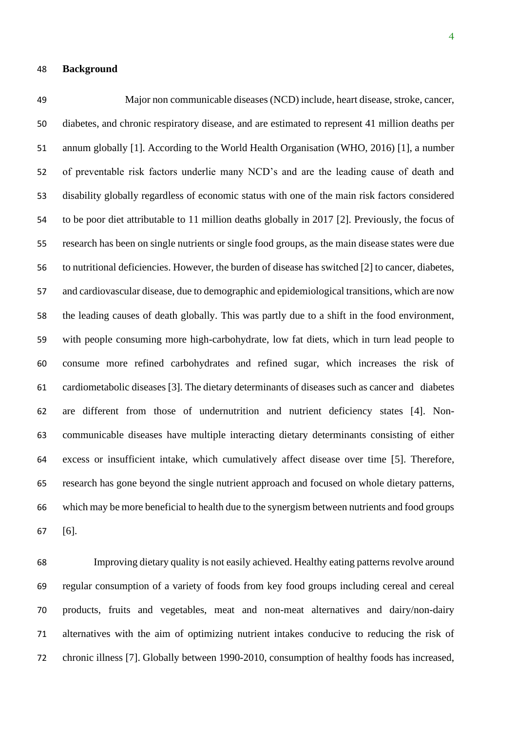## Background

Major non communicable diseases (NCD) include, heart disease, stroke, cancer, diabetes, and chronic respiratory disease, and are estimated to represent 41 million deaths per annum globally [1]. According to the World Health Organisation (WHO, 2016) [1], a number of preventable risk factors underlie many NCD's and are the leading cause of death and disability globally regardless of economic status with one of the main risk factors considered to be poor diet attributable to 11 million deaths globally in 2017 [2]. Previously, the focus of research has been on single nutrients or single food groups, as the main disease states were due to nutritional deficiencies. However, the burden of disease has switched [2] to cancer, diabetes, and cardiovascular disease, due to demographic and epidemiological transitions, which are now the leading causes of death globally. This was partly due to a shift in the food environment, with people consuming more high-carbohydrate, low fat diets, which in turn lead people to consume more refined carbohydrates and refined sugar, which increases the risk of cardiometabolic diseases [3]. The dietary determinants of diseases such as cancer and diabetes are different from those of undernutrition and nutrient deficiency states [4]. Non-communicable diseases have multiple interacting dietary determinants consisting of either excess or insufficient intake, which cumulatively affect disease over time [5]. Therefore, research has gone beyond the single nutrient approach and focused on whole dietary patterns, which may be more beneficial to health due to the synergism between nutrients and food groups [6].

Improving dietary quality is not easily achieved. Healthy eating patterns revolve around regular consumption of a variety of foods from key food groups including cereal and cereal products, fruits and vegetables, meat and non-meat alternatives and dairy/non-dairy alternatives with the aim of optimizing nutrient intakes conducive to reducing the risk of chronic illness [7]. Globally between 1990-2010, consumption of healthy foods has increased,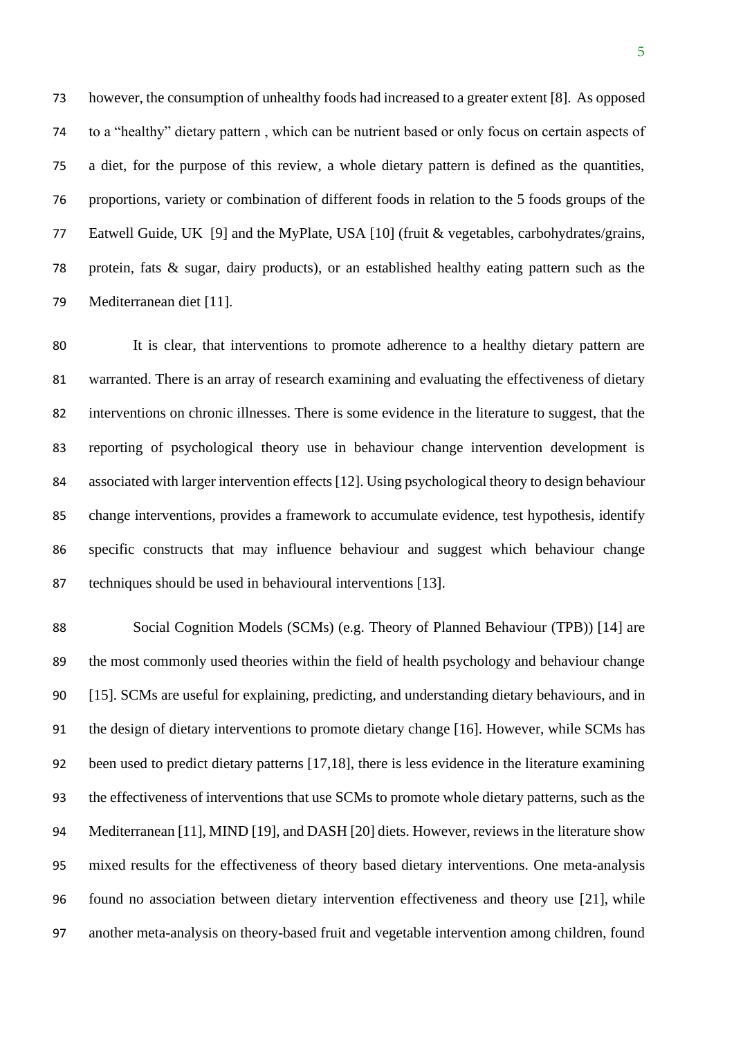however, the consumption of unhealthy foods had increased to a greater extent [8]. As opposed to a "healthy" dietary pattern , which can be nutrient based or only focus on certain aspects of a diet, for the purpose of this review, a whole dietary pattern is defined as the quantities, proportions, variety or combination of different foods in relation to the 5 foods groups of the Eatwell Guide, UK [9] and the MyPlate, USA [10] (fruit & vegetables, carbohydrates/grains, protein, fats & sugar, dairy products), or an established healthy eating pattern such as the Mediterranean diet [11].

It is clear, that interventions to promote adherence to a healthy dietary pattern are warranted. There is an array of research examining and evaluating the effectiveness of dietary interventions on chronic illnesses. There is some evidence in the literature to suggest, that the reporting of psychological theory use in behaviour change intervention development is associated with larger intervention effects [12]. Using psychological theory to design behaviour change interventions, provides a framework to accumulate evidence, test hypothesis, identify specific constructs that may influence behaviour and suggest which behaviour change techniques should be used in behavioural interventions [13].

Social Cognition Models (SCMs) (e.g. Theory of Planned Behaviour (TPB)) [14] are the most commonly used theories within the field of health psychology and behaviour change [15]. SCMs are useful for explaining, predicting, and understanding dietary behaviours, and in the design of dietary interventions to promote dietary change [16]. However, while SCMs has been used to predict dietary patterns [17,18], there is less evidence in the literature examining the effectiveness of interventions that use SCMs to promote whole dietary patterns, such as the Mediterranean [11], MIND [19], and DASH [20] diets. However, reviews in the literature show mixed results for the effectiveness of theory based dietary interventions. One meta-analysis found no association between dietary intervention effectiveness and theory use [21], while another meta-analysis on theory-based fruit and vegetable intervention among children, found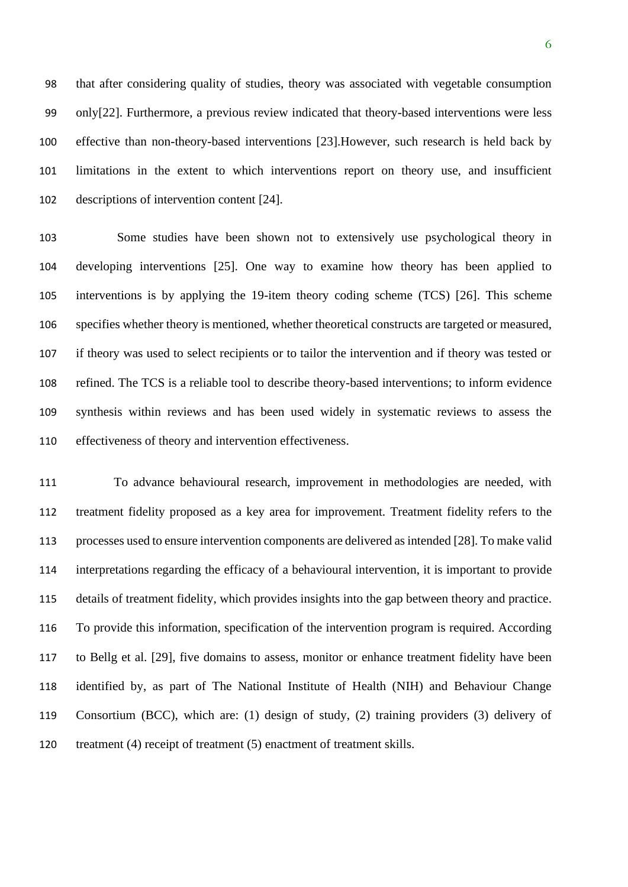that after considering quality of studies, theory was associated with vegetable consumption only[22]. Furthermore, a previous review indicated that theory-based interventions were less effective than non-theory-based interventions [23].However, such research is held back by limitations in the extent to which interventions report on theory use, and insufficient descriptions of intervention content [24].

Some studies have been shown not to extensively use psychological theory in developing interventions [25]. One way to examine how theory has been applied to interventions is by applying the 19-item theory coding scheme (TCS) [26]. This scheme specifies whether theory is mentioned, whether theoretical constructs are targeted or measured, if theory was used to select recipients or to tailor the intervention and if theory was tested or refined. The TCS is a reliable tool to describe theory-based interventions; to inform evidence synthesis within reviews and has been used widely in systematic reviews to assess the effectiveness of theory and intervention effectiveness.

To advance behavioural research, improvement in methodologies are needed, with treatment fidelity proposed as a key area for improvement. Treatment fidelity refers to the processes used to ensure intervention components are delivered as intended [28]. To make valid interpretations regarding the efficacy of a behavioural intervention, it is important to provide details of treatment fidelity, which provides insights into the gap between theory and practice. To provide this information, specification of the intervention program is required. According to Bellg et al. [29], five domains to assess, monitor or enhance treatment fidelity have been identified by, as part of The National Institute of Health (NIH) and Behaviour Change Consortium (BCC), which are: (1) design of study, (2) training providers (3) delivery of treatment (4) receipt of treatment (5) enactment of treatment skills.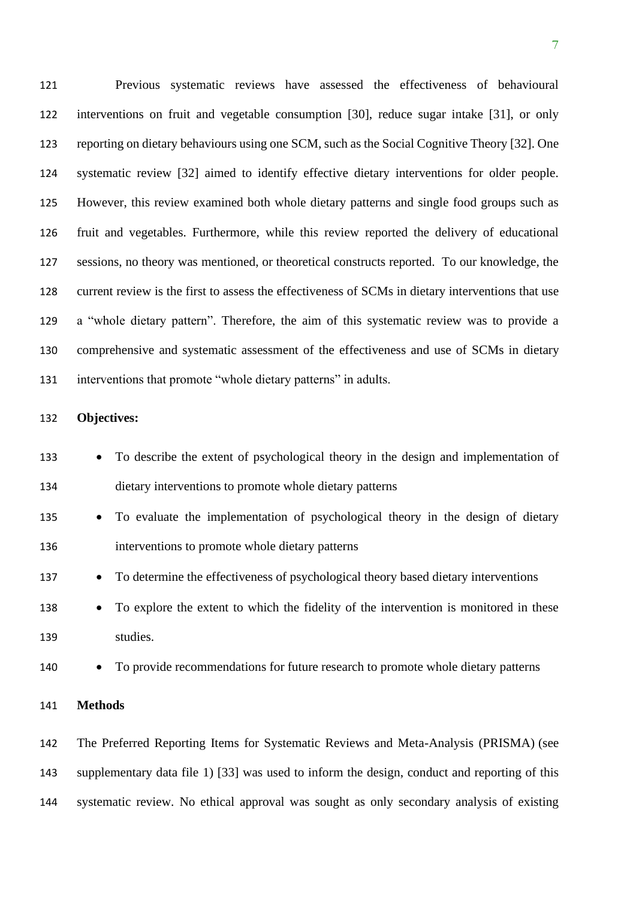Previous systematic reviews have assessed the effectiveness of behavioural interventions on fruit and vegetable consumption [30], reduce sugar intake [31], or only reporting on dietary behaviours using one SCM, such as the Social Cognitive Theory [32]. One systematic review [32] aimed to identify effective dietary interventions for older people. However, this review examined both whole dietary patterns and single food groups such as fruit and vegetables. Furthermore, while this review reported the delivery of educational sessions, no theory was mentioned, or theoretical constructs reported. To our knowledge, the current review is the first to assess the effectiveness of SCMs in dietary interventions that use a "whole dietary pattern". Therefore, the aim of this systematic review was to provide a comprehensive and systematic assessment of the effectiveness and use of SCMs in dietary interventions that promote "whole dietary patterns" in adults.

**Objectives:**

- To describe the extent of psychological theory in the design and implementation of dietary interventions to promote whole dietary patterns
- To evaluate the implementation of psychological theory in the design of dietary interventions to promote whole dietary patterns
- To determine the effectiveness of psychological theory based dietary interventions
- To explore the extent to which the fidelity of the intervention is monitored in these studies.
- To provide recommendations for future research to promote whole dietary patterns

## Methods

The Preferred Reporting Items for Systematic Reviews and Meta-Analysis (PRISMA) (see supplementary data file 1) [33] was used to inform the design, conduct and reporting of this systematic review. No ethical approval was sought as only secondary analysis of existing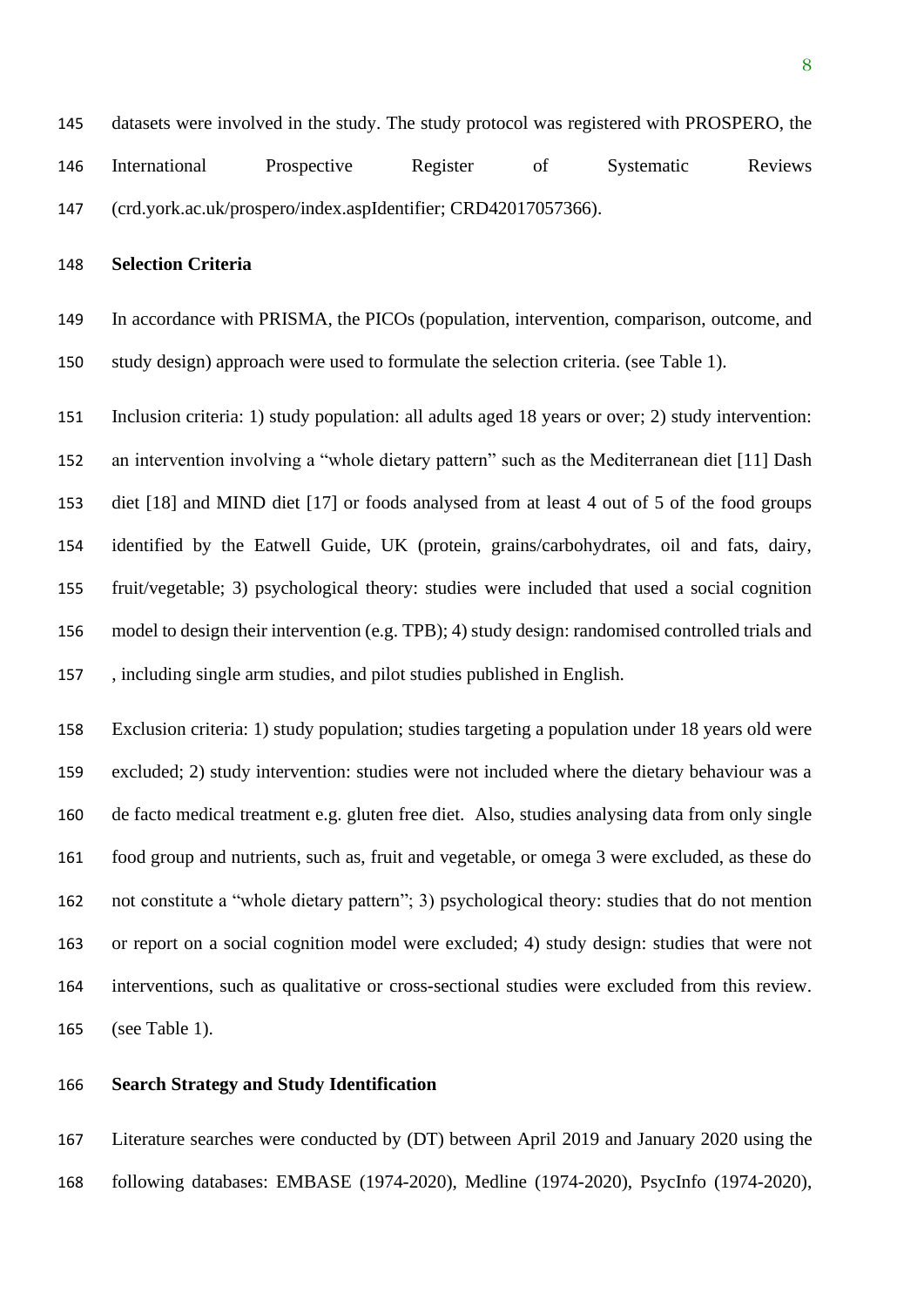datasets were involved in the study. The study protocol was registered with PROSPERO, the International Prospective Register of Systematic Reviews (crd.york.ac.uk/prospero/index.aspIdentifier; CRD42017057366).

**Selection Criteria**

In accordance with PRISMA, the PICOs (population, intervention, comparison, outcome, and study design) approach were used to formulate the selection criteria. (see Table 1).

Inclusion criteria: 1) study population: all adults aged 18 years or over; 2) study intervention: an intervention involving a "whole dietary pattern" such as the Mediterranean diet [11] Dash diet [18] and MIND diet [17] or foods analysed from at least 4 out of 5 of the food groups identified by the Eatwell Guide, UK (protein, grains/carbohydrates, oil and fats, dairy, fruit/vegetable; 3) psychological theory: studies were included that used a social cognition model to design their intervention (e.g. TPB); 4) study design: randomised controlled trials and , including single arm studies, and pilot studies published in English.

Exclusion criteria: 1) study population; studies targeting a population under 18 years old were excluded; 2) study intervention: studies were not included where the dietary behaviour was a de facto medical treatment e.g. gluten free diet. Also, studies analysing data from only single food group and nutrients, such as, fruit and vegetable, or omega 3 were excluded, as these do not constitute a "whole dietary pattern"; 3) psychological theory: studies that do not mention or report on a social cognition model were excluded; 4) study design: studies that were not interventions, such as qualitative or cross-sectional studies were excluded from this review. (see Table 1).

**Search Strategy and Study Identification**

Literature searches were conducted by (DT) between April 2019 and January 2020 using the following databases: EMBASE (1974-2020), Medline (1974-2020), PsycInfo (1974-2020),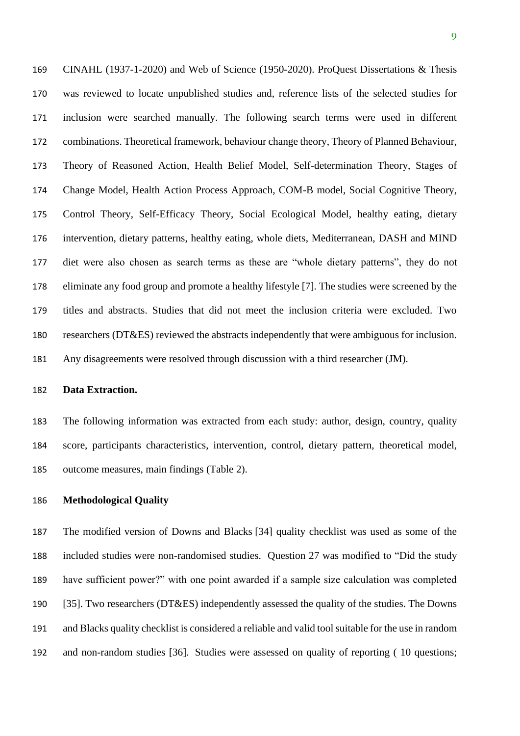CINAHL (1937-1-2020) and Web of Science (1950-2020). ProQuest Dissertations & Thesis was reviewed to locate unpublished studies and, reference lists of the selected studies for inclusion were searched manually. The following search terms were used in different combinations. Theoretical framework, behaviour change theory, Theory of Planned Behaviour, Theory of Reasoned Action, Health Belief Model, Self-determination Theory, Stages of Change Model, Health Action Process Approach, COM-B model, Social Cognitive Theory, Control Theory, Self-Efficacy Theory, Social Ecological Model, healthy eating, dietary intervention, dietary patterns, healthy eating, whole diets, Mediterranean, DASH and MIND diet were also chosen as search terms as these are "whole dietary patterns", they do not eliminate any food group and promote a healthy lifestyle [7]. The studies were screened by the titles and abstracts. Studies that did not meet the inclusion criteria were excluded. Two researchers (DT&ES) reviewed the abstracts independently that were ambiguous for inclusion. Any disagreements were resolved through discussion with a third researcher (JM).

**Data Extraction.**

The following information was extracted from each study: author, design, country, quality score, participants characteristics, intervention, control, dietary pattern, theoretical model, outcome measures, main findings (Table 2).

**Methodological Quality**

The modified version of Downs and Blacks [34] quality checklist was used as some of the included studies were non-randomised studies. Question 27 was modified to "Did the study have sufficient power?" with one point awarded if a sample size calculation was completed [35]. Two researchers (DT&ES) independently assessed the quality of the studies. The Downs and Blacks quality checklist is considered a reliable and valid tool suitable for the use in random and non-random studies [36]. Studies were assessed on quality of reporting ( 10 questions;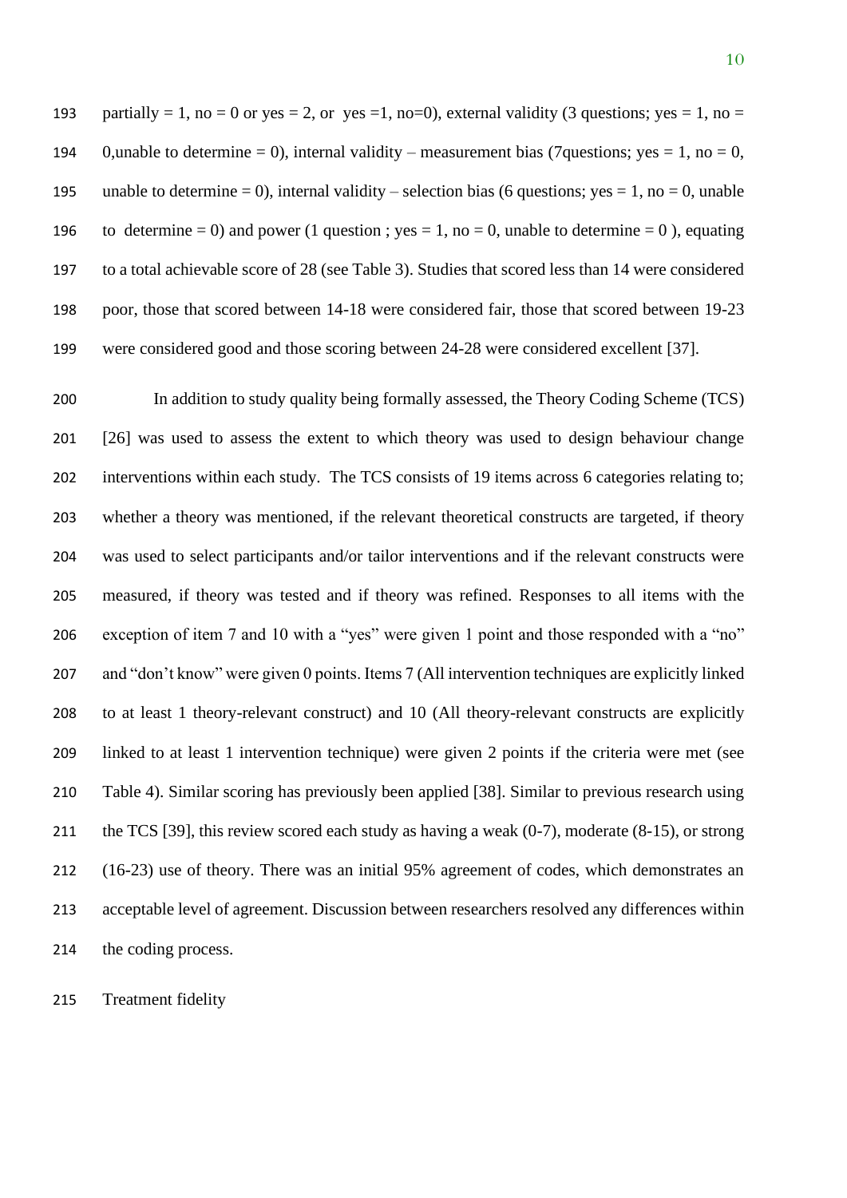partially = 1, no = 0 or yes = 2, or yes =1, no=0), external validity (3 questions; yes = 1, no = 0,unable to determine = 0), internal validity – measurement bias (7questions; yes = 1, no = 0, unable to determine = 0), internal validity – selection bias (6 questions; yes = 1, no = 0, unable to determine = 0) and power (1 question ; yes = 1, no = 0, unable to determine = 0 ), equating to a total achievable score of 28 (see Table 3). Studies that scored less than 14 were considered poor, those that scored between 14-18 were considered fair, those that scored between 19-23 were considered good and those scoring between 24-28 were considered excellent [37].

In addition to study quality being formally assessed, the Theory Coding Scheme (TCS) [26] was used to assess the extent to which theory was used to design behaviour change interventions within each study. The TCS consists of 19 items across 6 categories relating to; whether a theory was mentioned, if the relevant theoretical constructs are targeted, if theory was used to select participants and/or tailor interventions and if the relevant constructs were measured, if theory was tested and if theory was refined. Responses to all items with the exception of item 7 and 10 with a "yes" were given 1 point and those responded with a "no" and "don't know" were given 0 points. Items 7 (All intervention techniques are explicitly linked to at least 1 theory-relevant construct) and 10 (All theory-relevant constructs are explicitly linked to at least 1 intervention technique) were given 2 points if the criteria were met (see Table 4). Similar scoring has previously been applied [38]. Similar to previous research using the TCS [39], this review scored each study as having a weak (0-7), moderate (8-15), or strong (16-23) use of theory. There was an initial 95% agreement of codes, which demonstrates an acceptable level of agreement. Discussion between researchers resolved any differences within the coding process.

Treatment fidelity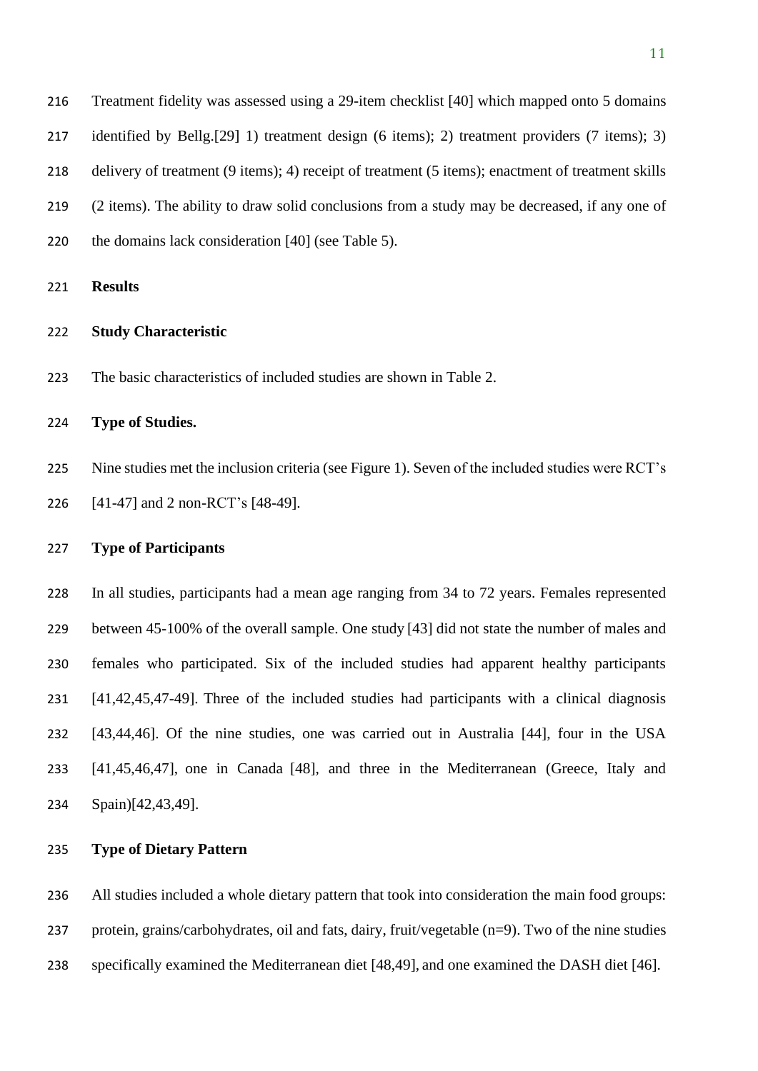Treatment fidelity was assessed using a 29-item checklist [40] which mapped onto 5 domains identified by Bellg.[29] 1) treatment design (6 items); 2) treatment providers (7 items); 3) delivery of treatment (9 items); 4) receipt of treatment (5 items); enactment of treatment skills (2 items). The ability to draw solid conclusions from a study may be decreased, if any one of the domains lack consideration [40] (see Table 5).

## Results

### Study Characteristic

The basic characteristics of included studies are shown in Table 2.

### Type of Studies.

Nine studies met the inclusion criteria (see Figure 1). Seven of the included studies were RCT's [41-47] and 2 non-RCT's [48-49].

### Type of Participants

In all studies, participants had a mean age ranging from 34 to 72 years. Females represented between 45-100% of the overall sample. One study [43] did not state the number of males and females who participated. Six of the included studies had apparent healthy participants [41,42,45,47-49]. Three of the included studies had participants with a clinical diagnosis [43,44,46]. Of the nine studies, one was carried out in Australia [44], four in the USA [41,45,46,47], one in Canada [48], and three in the Mediterranean (Greece, Italy and Spain)[42,43,49].

### Type of Dietary Pattern

All studies included a whole dietary pattern that took into consideration the main food groups: protein, grains/carbohydrates, oil and fats, dairy, fruit/vegetable (n=9). Two of the nine studies specifically examined the Mediterranean diet [48,49], and one examined the DASH diet [46].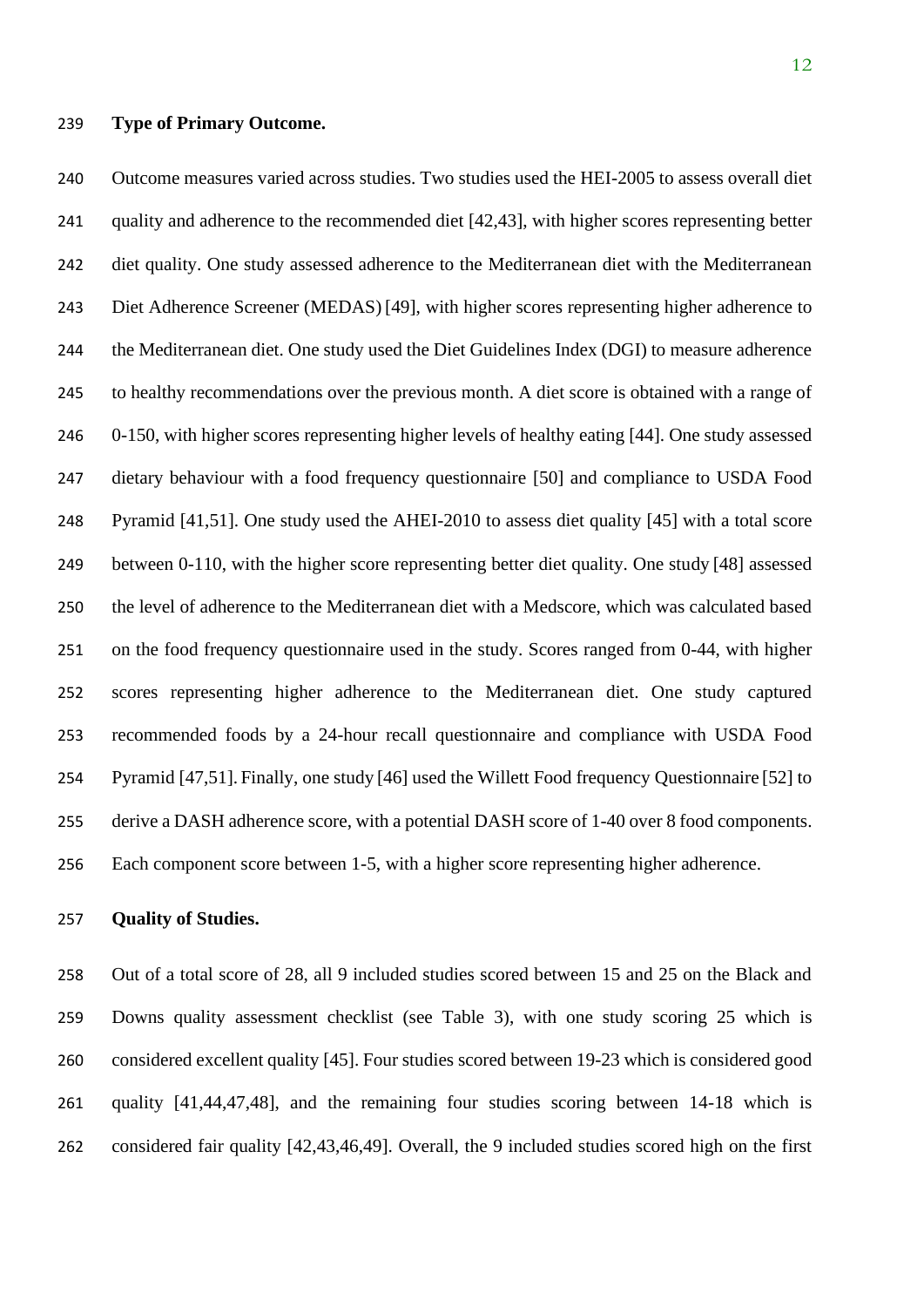**Type of Primary Outcome.**

Outcome measures varied across studies. Two studies used the HEI-2005 to assess overall diet quality and adherence to the recommended diet [42,43], with higher scores representing better diet quality. One study assessed adherence to the Mediterranean diet with the Mediterranean Diet Adherence Screener (MEDAS) [49], with higher scores representing higher adherence to the Mediterranean diet. One study used the Diet Guidelines Index (DGI) to measure adherence to healthy recommendations over the previous month. A diet score is obtained with a range of 0-150, with higher scores representing higher levels of healthy eating [44]. One study assessed dietary behaviour with a food frequency questionnaire [50] and compliance to USDA Food Pyramid [41,51]. One study used the AHEI-2010 to assess diet quality [45] with a total score between 0-110, with the higher score representing better diet quality. One study [48] assessed the level of adherence to the Mediterranean diet with a Medscore, which was calculated based on the food frequency questionnaire used in the study. Scores ranged from 0-44, with higher scores representing higher adherence to the Mediterranean diet. One study captured recommended foods by a 24-hour recall questionnaire and compliance with USDA Food Pyramid [47,51]. Finally, one study [46] used the Willett Food frequency Questionnaire [52] to derive a DASH adherence score, with a potential DASH score of 1-40 over 8 food components. Each component score between 1-5, with a higher score representing higher adherence.

**Quality of Studies.**

Out of a total score of 28, all 9 included studies scored between 15 and 25 on the Black and Downs quality assessment checklist (see Table 3), with one study scoring 25 which is considered excellent quality [45]. Four studies scored between 19-23 which is considered good quality [41,44,47,48], and the remaining four studies scoring between 14-18 which is considered fair quality [42,43,46,49]. Overall, the 9 included studies scored high on the first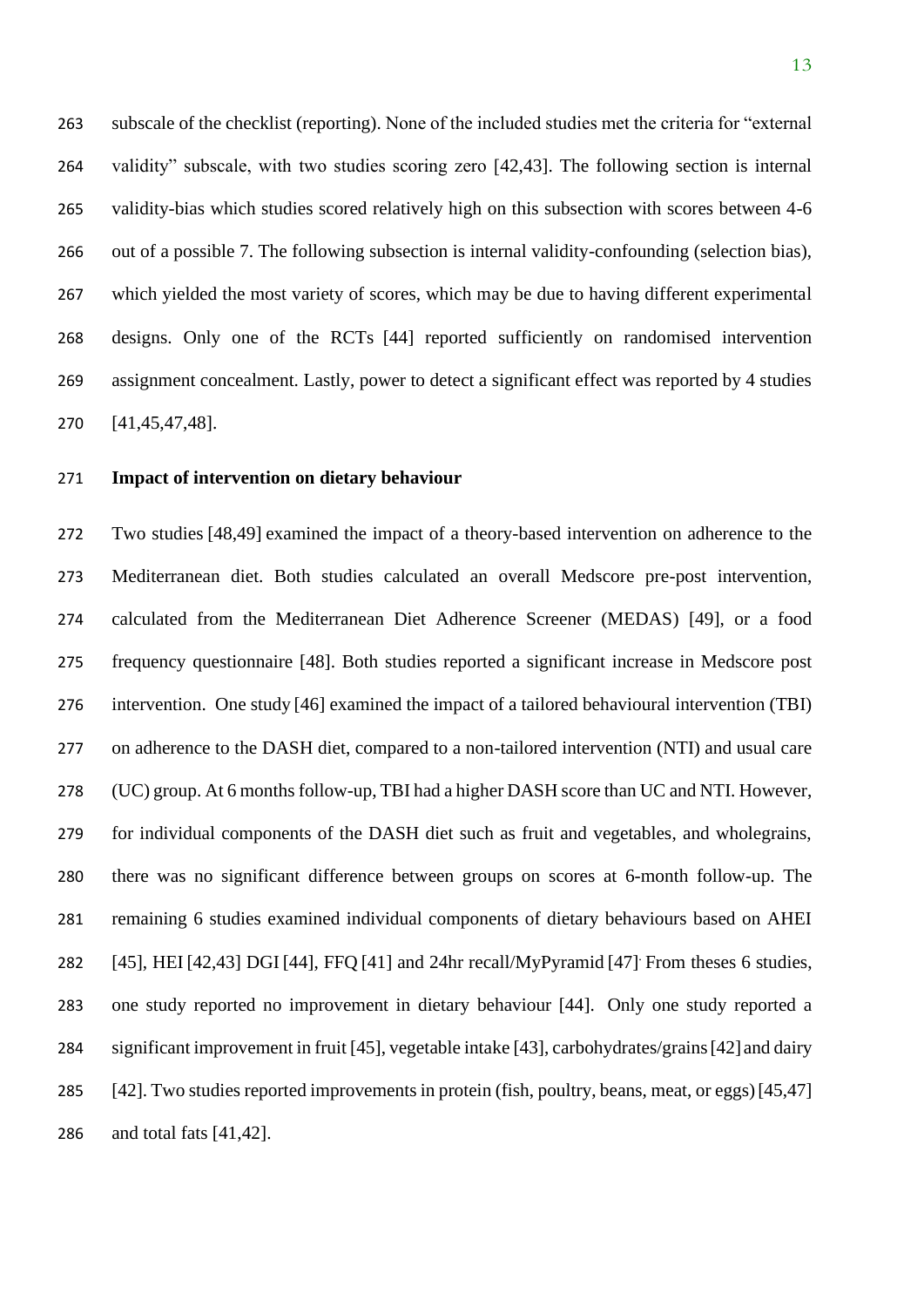subscale of the checklist (reporting). None of the included studies met the criteria for "external validity" subscale, with two studies scoring zero [42,43]. The following section is internal validity-bias which studies scored relatively high on this subsection with scores between 4-6 out of a possible 7. The following subsection is internal validity-confounding (selection bias), which yielded the most variety of scores, which may be due to having different experimental designs. Only one of the RCTs [44] reported sufficiently on randomised intervention assignment concealment. Lastly, power to detect a significant effect was reported by 4 studies [41,45,47,48].

**Impact of intervention on dietary behaviour**

Two studies [48,49] examined the impact of a theory-based intervention on adherence to the Mediterranean diet. Both studies calculated an overall Medscore pre-post intervention, calculated from the Mediterranean Diet Adherence Screener (MEDAS) [49], or a food frequency questionnaire [48]. Both studies reported a significant increase in Medscore post intervention. One study [46] examined the impact of a tailored behavioural intervention (TBI) on adherence to the DASH diet, compared to a non-tailored intervention (NTI) and usual care (UC) group. At 6 months follow-up, TBI had a higher DASH score than UC and NTI. However, for individual components of the DASH diet such as fruit and vegetables, and wholegrains, there was no significant difference between groups on scores at 6-month follow-up. The remaining 6 studies examined individual components of dietary behaviours based on AHEI [45], HEI [42,43] DGI [44], FFQ [41] and 24hr recall/MyPyramid [47]. From theses 6 studies, one study reported no improvement in dietary behaviour [44]. Only one study reported a significant improvement in fruit [45], vegetable intake [43], carbohydrates/grains [42] and dairy [42]. Two studies reported improvements in protein (fish, poultry, beans, meat, or eggs) [45,47] and total fats [41,42].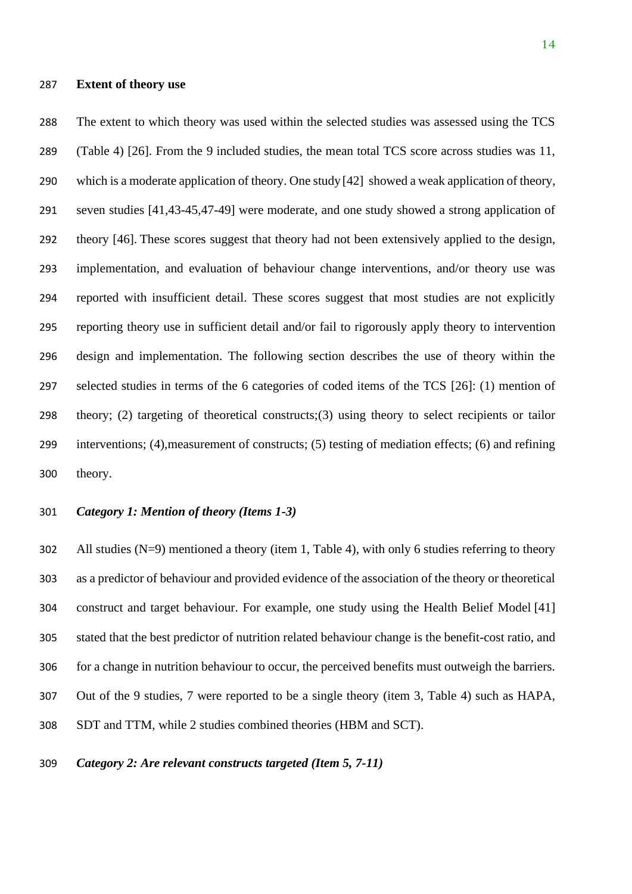### Extent of theory use

The extent to which theory was used within the selected studies was assessed using the TCS (Table 4) [26]. From the 9 included studies, the mean total TCS score across studies was 11, which is a moderate application of theory. One study [42] showed a weak application of theory, seven studies [41,43-45,47-49] were moderate, and one study showed a strong application of theory [46]. These scores suggest that theory had not been extensively applied to the design, implementation, and evaluation of behaviour change interventions, and/or theory use was reported with insufficient detail. These scores suggest that most studies are not explicitly reporting theory use in sufficient detail and/or fail to rigorously apply theory to intervention design and implementation. The following section describes the use of theory within the selected studies in terms of the 6 categories of coded items of the TCS [26]: (1) mention of theory; (2) targeting of theoretical constructs;(3) using theory to select recipients or tailor interventions; (4),measurement of constructs; (5) testing of mediation effects; (6) and refining theory.

#### *Category 1: Mention of theory (Items 1-3)*

All studies (N=9) mentioned a theory (item 1, Table 4), with only 6 studies referring to theory as a predictor of behaviour and provided evidence of the association of the theory or theoretical construct and target behaviour. For example, one study using the Health Belief Model [41] stated that the best predictor of nutrition related behaviour change is the benefit-cost ratio, and for a change in nutrition behaviour to occur, the perceived benefits must outweigh the barriers. Out of the 9 studies, 7 were reported to be a single theory (item 3, Table 4) such as HAPA, SDT and TTM, while 2 studies combined theories (HBM and SCT).

#### *Category 2: Are relevant constructs targeted (Item 5, 7-11)*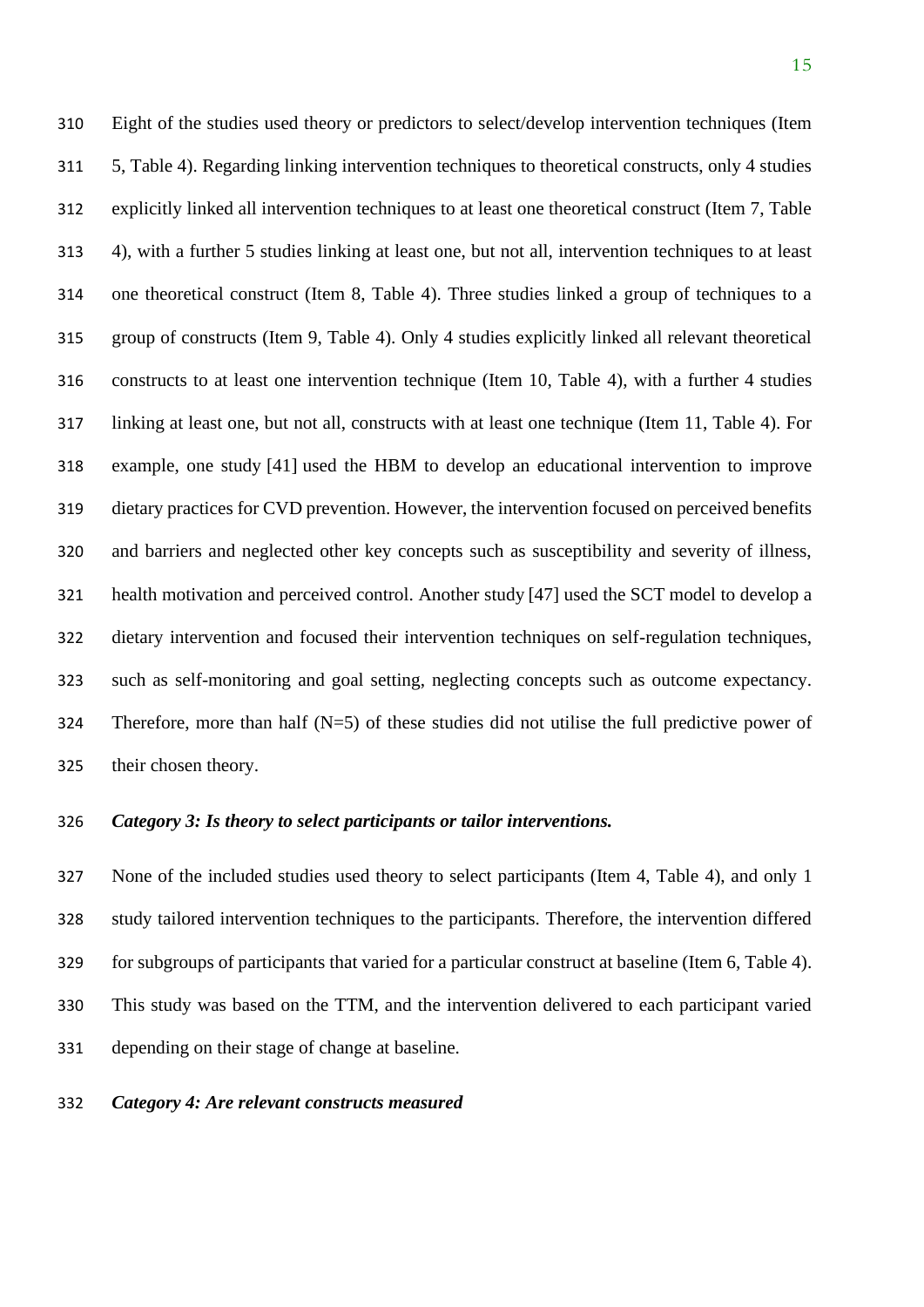Eight of the studies used theory or predictors to select/develop intervention techniques (Item 5, Table 4). Regarding linking intervention techniques to theoretical constructs, only 4 studies explicitly linked all intervention techniques to at least one theoretical construct (Item 7, Table 4), with a further 5 studies linking at least one, but not all, intervention techniques to at least one theoretical construct (Item 8, Table 4). Three studies linked a group of techniques to a group of constructs (Item 9, Table 4). Only 4 studies explicitly linked all relevant theoretical constructs to at least one intervention technique (Item 10, Table 4), with a further 4 studies linking at least one, but not all, constructs with at least one technique (Item 11, Table 4). For example, one study [41] used the HBM to develop an educational intervention to improve dietary practices for CVD prevention. However, the intervention focused on perceived benefits and barriers and neglected other key concepts such as susceptibility and severity of illness, health motivation and perceived control. Another study [47] used the SCT model to develop a dietary intervention and focused their intervention techniques on self-regulation techniques, such as self-monitoring and goal setting, neglecting concepts such as outcome expectancy. Therefore, more than half (N=5) of these studies did not utilise the full predictive power of their chosen theory.

***Category 3: Is theory to select participants or tailor interventions.***

None of the included studies used theory to select participants (Item 4, Table 4), and only 1 study tailored intervention techniques to the participants. Therefore, the intervention differed for subgroups of participants that varied for a particular construct at baseline (Item 6, Table 4). This study was based on the TTM, and the intervention delivered to each participant varied depending on their stage of change at baseline.

***Category 4: Are relevant constructs measured***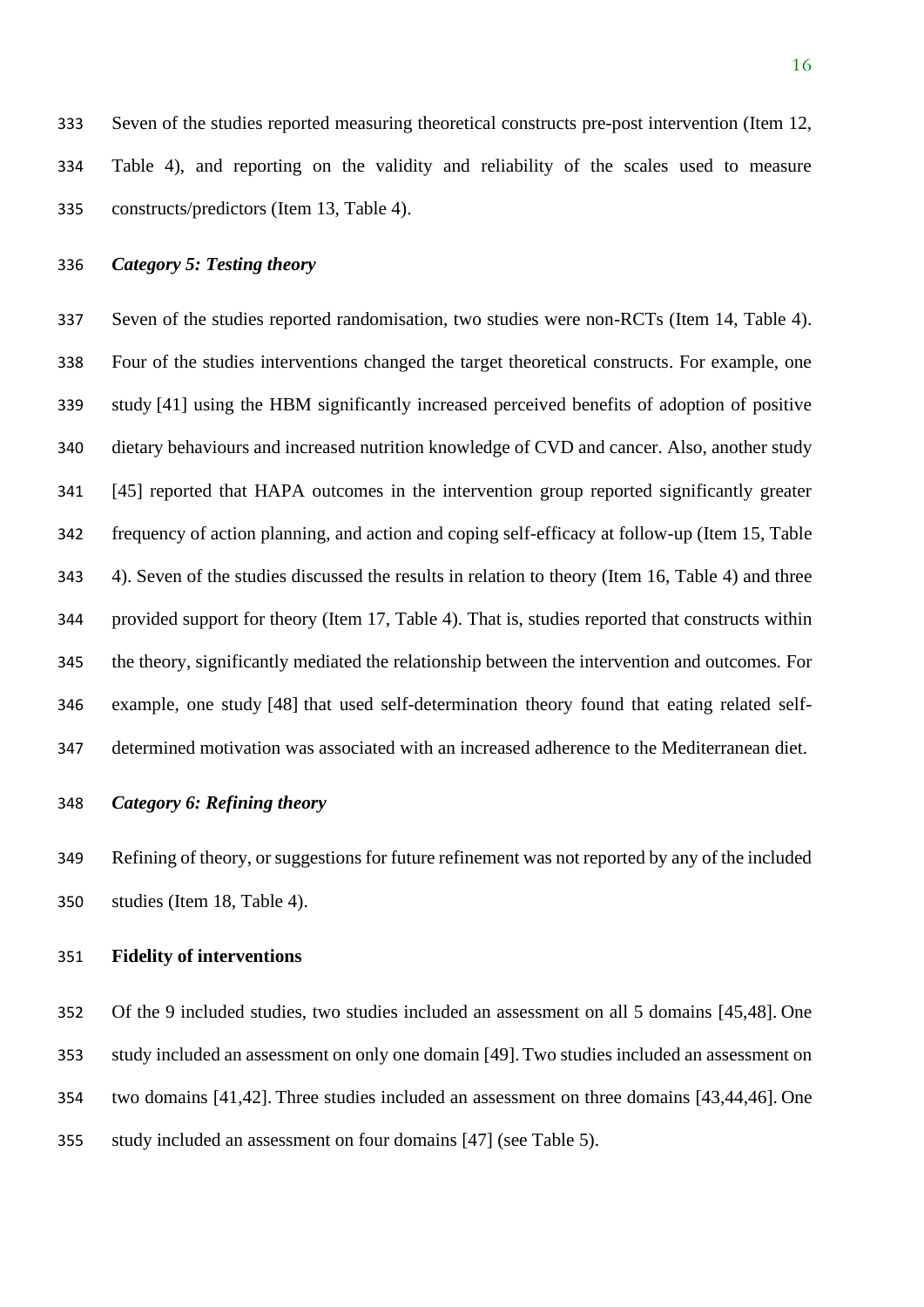Seven of the studies reported measuring theoretical constructs pre-post intervention (Item 12, Table 4), and reporting on the validity and reliability of the scales used to measure constructs/predictors (Item 13, Table 4).

***Category 5: Testing theory***

Seven of the studies reported randomisation, two studies were non-RCTs (Item 14, Table 4). Four of the studies interventions changed the target theoretical constructs. For example, one study [41] using the HBM significantly increased perceived benefits of adoption of positive dietary behaviours and increased nutrition knowledge of CVD and cancer. Also, another study [45] reported that HAPA outcomes in the intervention group reported significantly greater frequency of action planning, and action and coping self-efficacy at follow-up (Item 15, Table 4). Seven of the studies discussed the results in relation to theory (Item 16, Table 4) and three provided support for theory (Item 17, Table 4). That is, studies reported that constructs within the theory, significantly mediated the relationship between the intervention and outcomes. For example, one study [48] that used self-determination theory found that eating related self-determined motivation was associated with an increased adherence to the Mediterranean diet.

***Category 6: Refining theory***

Refining of theory, or suggestions for future refinement was not reported by any of the included studies (Item 18, Table 4).

**Fidelity of interventions**

Of the 9 included studies, two studies included an assessment on all 5 domains [45,48]. One study included an assessment on only one domain [49]. Two studies included an assessment on two domains [41,42]. Three studies included an assessment on three domains [43,44,46]. One study included an assessment on four domains [47] (see Table 5).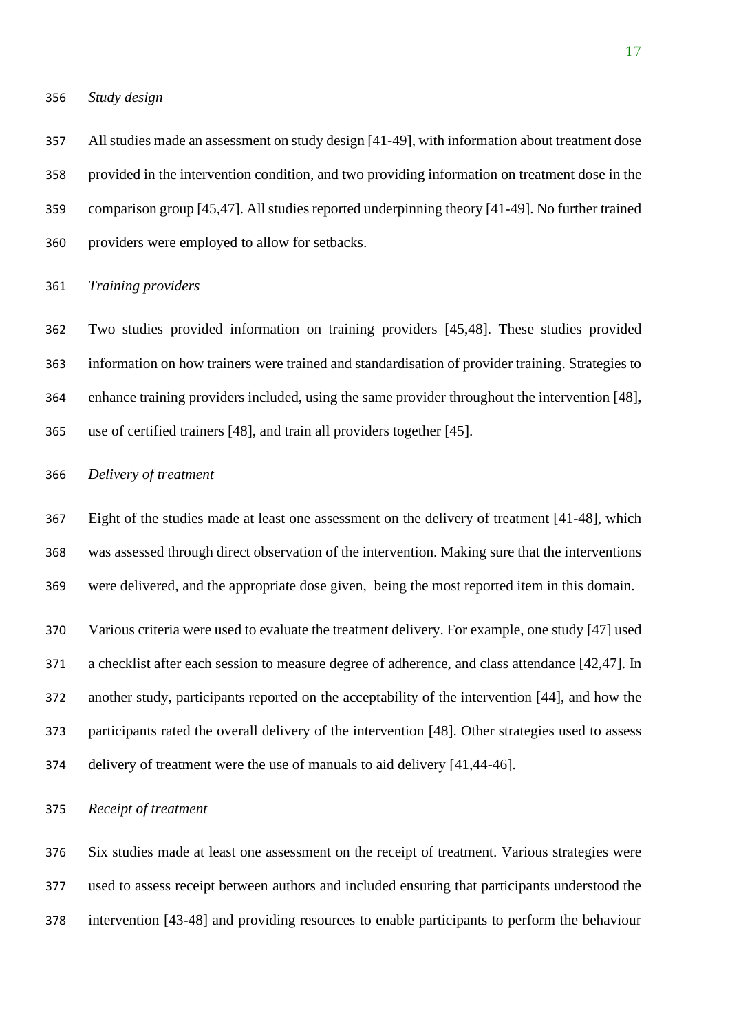*Study design*

All studies made an assessment on study design [41-49], with information about treatment dose provided in the intervention condition, and two providing information on treatment dose in the comparison group [45,47]. All studies reported underpinning theory [41-49]. No further trained providers were employed to allow for setbacks.

*Training providers*

Two studies provided information on training providers [45,48]. These studies provided information on how trainers were trained and standardisation of provider training. Strategies to enhance training providers included, using the same provider throughout the intervention [48], use of certified trainers [48], and train all providers together [45].

*Delivery of treatment*

Eight of the studies made at least one assessment on the delivery of treatment [41-48], which was assessed through direct observation of the intervention. Making sure that the interventions were delivered, and the appropriate dose given, being the most reported item in this domain.

Various criteria were used to evaluate the treatment delivery. For example, one study [47] used a checklist after each session to measure degree of adherence, and class attendance [42,47]. In another study, participants reported on the acceptability of the intervention [44], and how the participants rated the overall delivery of the intervention [48]. Other strategies used to assess delivery of treatment were the use of manuals to aid delivery [41,44-46].

*Receipt of treatment*

Six studies made at least one assessment on the receipt of treatment. Various strategies were used to assess receipt between authors and included ensuring that participants understood the intervention [43-48] and providing resources to enable participants to perform the behaviour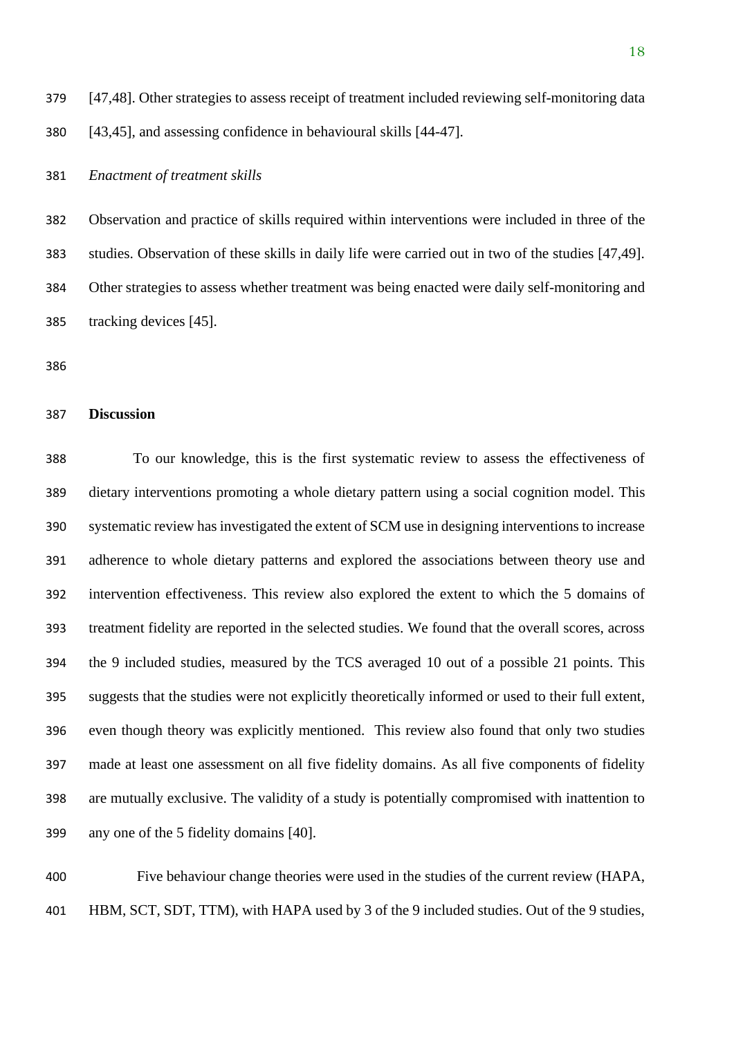[47,48]. Other strategies to assess receipt of treatment included reviewing self-monitoring data [43,45], and assessing confidence in behavioural skills [44-47].

*Enactment of treatment skills*

Observation and practice of skills required within interventions were included in three of the studies. Observation of these skills in daily life were carried out in two of the studies [47,49]. Other strategies to assess whether treatment was being enacted were daily self-monitoring and tracking devices [45].

## Discussion

To our knowledge, this is the first systematic review to assess the effectiveness of dietary interventions promoting a whole dietary pattern using a social cognition model. This systematic review has investigated the extent of SCM use in designing interventions to increase adherence to whole dietary patterns and explored the associations between theory use and intervention effectiveness. This review also explored the extent to which the 5 domains of treatment fidelity are reported in the selected studies. We found that the overall scores, across the 9 included studies, measured by the TCS averaged 10 out of a possible 21 points. This suggests that the studies were not explicitly theoretically informed or used to their full extent, even though theory was explicitly mentioned. This review also found that only two studies made at least one assessment on all five fidelity domains. As all five components of fidelity are mutually exclusive. The validity of a study is potentially compromised with inattention to any one of the 5 fidelity domains [40].

Five behaviour change theories were used in the studies of the current review (HAPA, HBM, SCT, SDT, TTM), with HAPA used by 3 of the 9 included studies. Out of the 9 studies,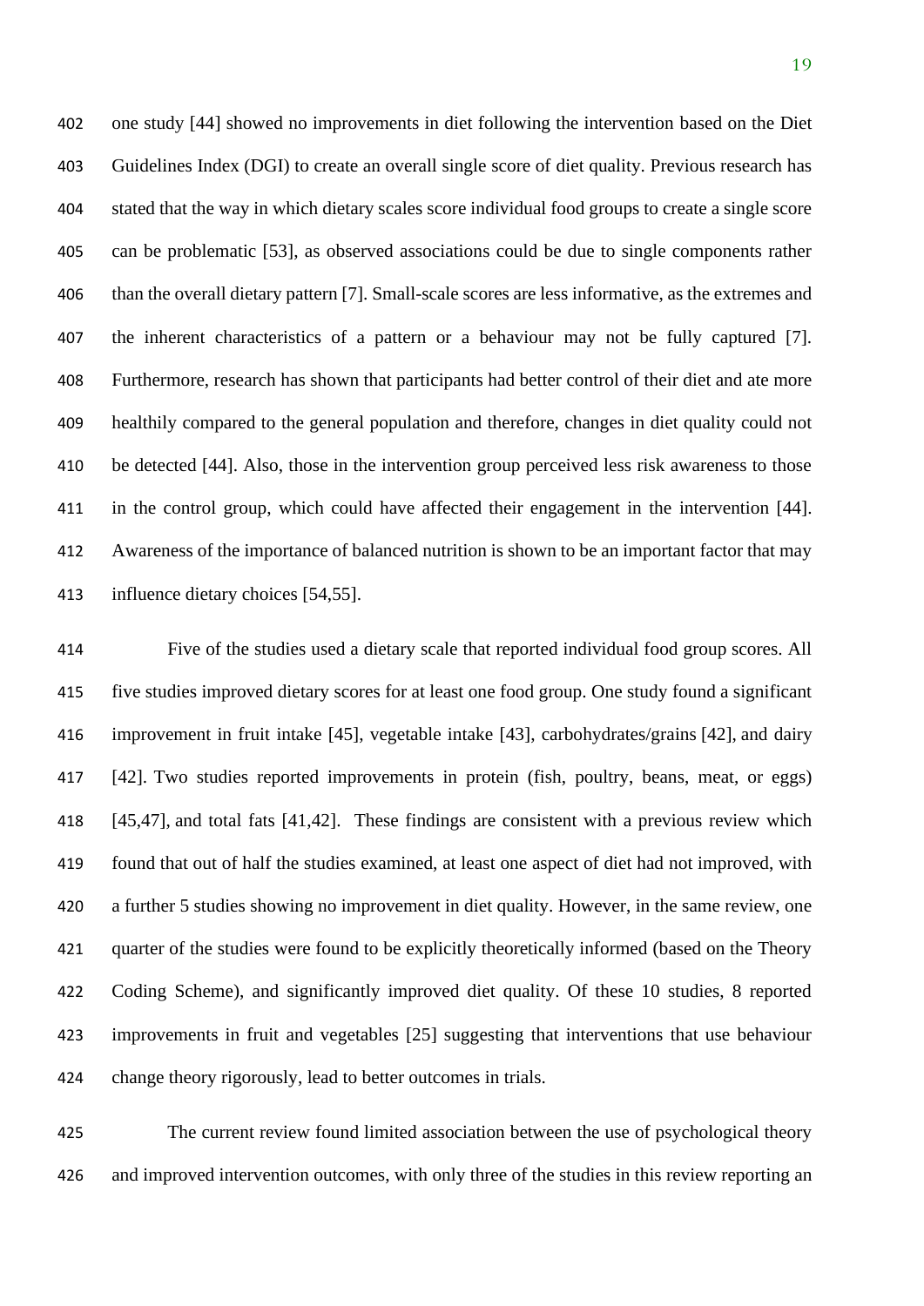one study [44] showed no improvements in diet following the intervention based on the Diet Guidelines Index (DGI) to create an overall single score of diet quality. Previous research has stated that the way in which dietary scales score individual food groups to create a single score can be problematic [53], as observed associations could be due to single components rather than the overall dietary pattern [7]. Small-scale scores are less informative, as the extremes and the inherent characteristics of a pattern or a behaviour may not be fully captured [7]. Furthermore, research has shown that participants had better control of their diet and ate more healthily compared to the general population and therefore, changes in diet quality could not be detected [44]. Also, those in the intervention group perceived less risk awareness to those in the control group, which could have affected their engagement in the intervention [44]. Awareness of the importance of balanced nutrition is shown to be an important factor that may influence dietary choices [54,55].

Five of the studies used a dietary scale that reported individual food group scores. All five studies improved dietary scores for at least one food group. One study found a significant improvement in fruit intake [45], vegetable intake [43], carbohydrates/grains [42], and dairy [42]. Two studies reported improvements in protein (fish, poultry, beans, meat, or eggs) [45,47], and total fats [41,42]. These findings are consistent with a previous review which found that out of half the studies examined, at least one aspect of diet had not improved, with a further 5 studies showing no improvement in diet quality. However, in the same review, one quarter of the studies were found to be explicitly theoretically informed (based on the Theory Coding Scheme), and significantly improved diet quality. Of these 10 studies, 8 reported improvements in fruit and vegetables [25] suggesting that interventions that use behaviour change theory rigorously, lead to better outcomes in trials.

The current review found limited association between the use of psychological theory and improved intervention outcomes, with only three of the studies in this review reporting an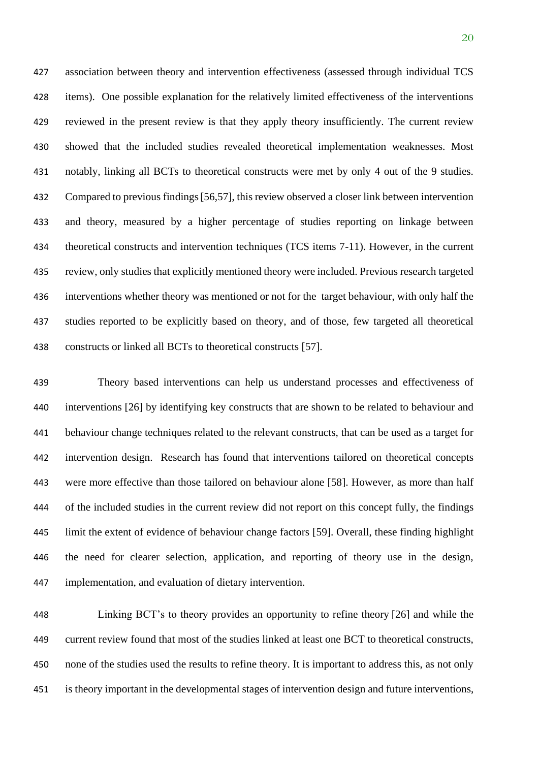association between theory and intervention effectiveness (assessed through individual TCS items). One possible explanation for the relatively limited effectiveness of the interventions reviewed in the present review is that they apply theory insufficiently. The current review showed that the included studies revealed theoretical implementation weaknesses. Most notably, linking all BCTs to theoretical constructs were met by only 4 out of the 9 studies. Compared to previous findings [56,57], this review observed a closer link between intervention and theory, measured by a higher percentage of studies reporting on linkage between theoretical constructs and intervention techniques (TCS items 7-11). However, in the current review, only studies that explicitly mentioned theory were included. Previous research targeted interventions whether theory was mentioned or not for the target behaviour, with only half the studies reported to be explicitly based on theory, and of those, few targeted all theoretical constructs or linked all BCTs to theoretical constructs [57].

Theory based interventions can help us understand processes and effectiveness of interventions [26] by identifying key constructs that are shown to be related to behaviour and behaviour change techniques related to the relevant constructs, that can be used as a target for intervention design. Research has found that interventions tailored on theoretical concepts were more effective than those tailored on behaviour alone [58]. However, as more than half of the included studies in the current review did not report on this concept fully, the findings limit the extent of evidence of behaviour change factors [59]. Overall, these finding highlight the need for clearer selection, application, and reporting of theory use in the design, implementation, and evaluation of dietary intervention.

Linking BCT's to theory provides an opportunity to refine theory [26] and while the current review found that most of the studies linked at least one BCT to theoretical constructs, none of the studies used the results to refine theory. It is important to address this, as not only is theory important in the developmental stages of intervention design and future interventions,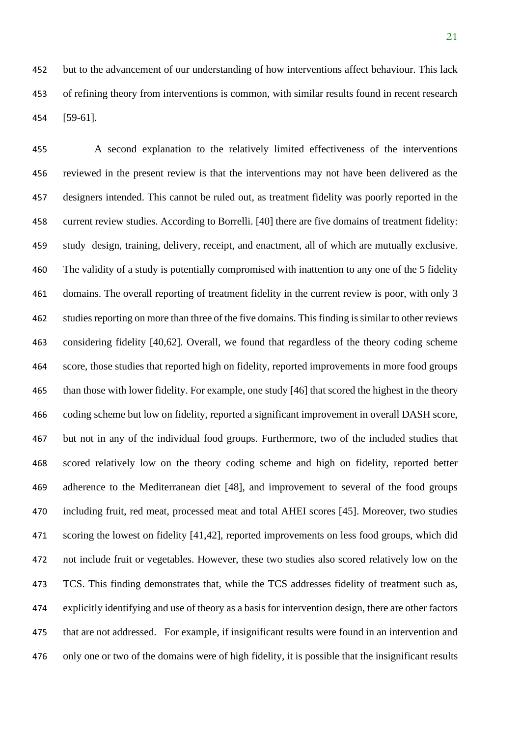but to the advancement of our understanding of how interventions affect behaviour. This lack of refining theory from interventions is common, with similar results found in recent research [59-61].

A second explanation to the relatively limited effectiveness of the interventions reviewed in the present review is that the interventions may not have been delivered as the designers intended. This cannot be ruled out, as treatment fidelity was poorly reported in the current review studies. According to Borrelli. [40] there are five domains of treatment fidelity: study design, training, delivery, receipt, and enactment, all of which are mutually exclusive. The validity of a study is potentially compromised with inattention to any one of the 5 fidelity domains. The overall reporting of treatment fidelity in the current review is poor, with only 3 studies reporting on more than three of the five domains. This finding is similar to other reviews considering fidelity [40,62]. Overall, we found that regardless of the theory coding scheme score, those studies that reported high on fidelity, reported improvements in more food groups than those with lower fidelity. For example, one study [46] that scored the highest in the theory coding scheme but low on fidelity, reported a significant improvement in overall DASH score, but not in any of the individual food groups. Furthermore, two of the included studies that scored relatively low on the theory coding scheme and high on fidelity, reported better adherence to the Mediterranean diet [48], and improvement to several of the food groups including fruit, red meat, processed meat and total AHEI scores [45]. Moreover, two studies scoring the lowest on fidelity [41,42], reported improvements on less food groups, which did not include fruit or vegetables. However, these two studies also scored relatively low on the TCS. This finding demonstrates that, while the TCS addresses fidelity of treatment such as, explicitly identifying and use of theory as a basis for intervention design, there are other factors that are not addressed. For example, if insignificant results were found in an intervention and only one or two of the domains were of high fidelity, it is possible that the insignificant results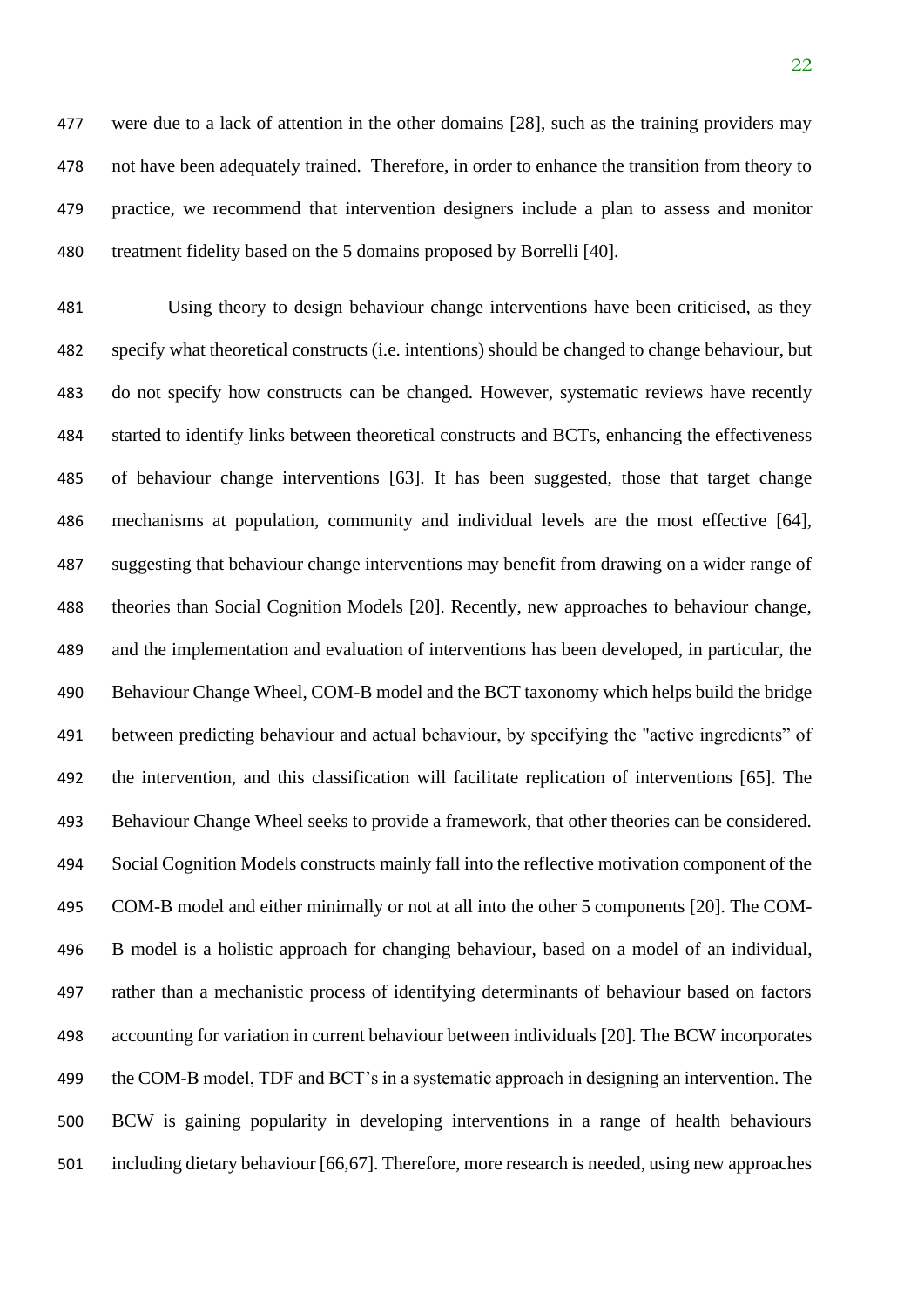were due to a lack of attention in the other domains [28], such as the training providers may not have been adequately trained. Therefore, in order to enhance the transition from theory to practice, we recommend that intervention designers include a plan to assess and monitor treatment fidelity based on the 5 domains proposed by Borrelli [40].

Using theory to design behaviour change interventions have been criticised, as they specify what theoretical constructs (i.e. intentions) should be changed to change behaviour, but do not specify how constructs can be changed. However, systematic reviews have recently started to identify links between theoretical constructs and BCTs, enhancing the effectiveness of behaviour change interventions [63]. It has been suggested, those that target change mechanisms at population, community and individual levels are the most effective [64], suggesting that behaviour change interventions may benefit from drawing on a wider range of theories than Social Cognition Models [20]. Recently, new approaches to behaviour change, and the implementation and evaluation of interventions has been developed, in particular, the Behaviour Change Wheel, COM-B model and the BCT taxonomy which helps build the bridge between predicting behaviour and actual behaviour, by specifying the "active ingredients" of the intervention, and this classification will facilitate replication of interventions [65]. The Behaviour Change Wheel seeks to provide a framework, that other theories can be considered. Social Cognition Models constructs mainly fall into the reflective motivation component of the COM-B model and either minimally or not at all into the other 5 components [20]. The COM-B model is a holistic approach for changing behaviour, based on a model of an individual, rather than a mechanistic process of identifying determinants of behaviour based on factors accounting for variation in current behaviour between individuals [20]. The BCW incorporates the COM-B model, TDF and BCT's in a systematic approach in designing an intervention. The BCW is gaining popularity in developing interventions in a range of health behaviours including dietary behaviour [66,67]. Therefore, more research is needed, using new approaches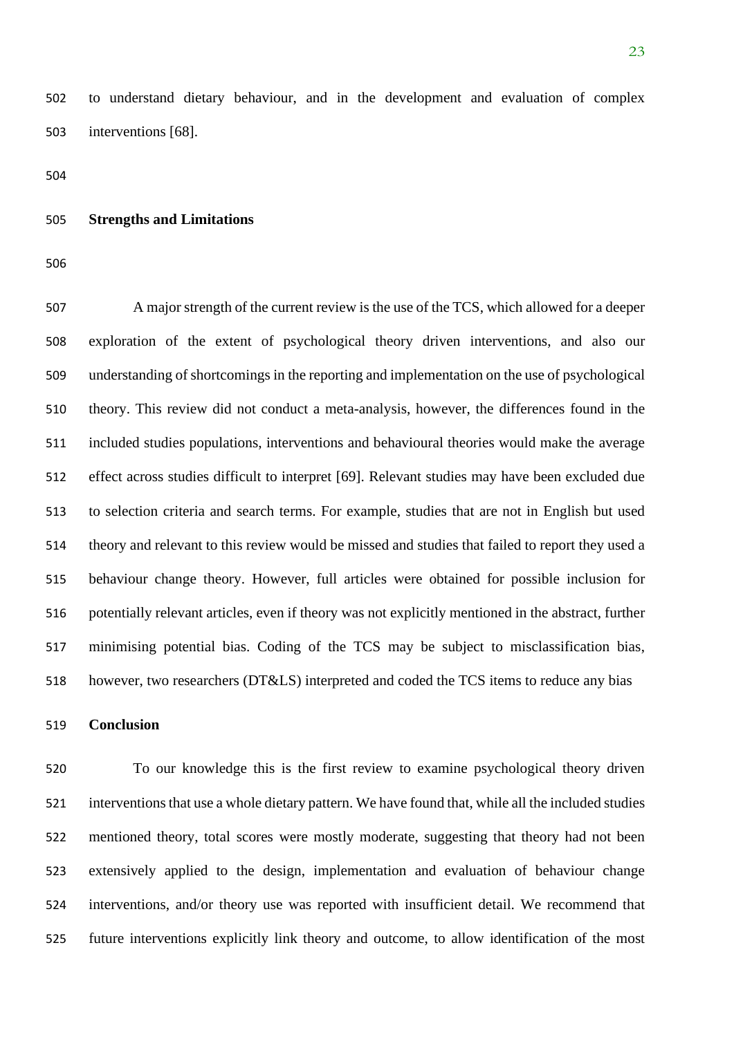to understand dietary behaviour, and in the development and evaluation of complex interventions [68].

## Strengths and Limitations

A major strength of the current review is the use of the TCS, which allowed for a deeper exploration of the extent of psychological theory driven interventions, and also our understanding of shortcomings in the reporting and implementation on the use of psychological theory. This review did not conduct a meta-analysis, however, the differences found in the included studies populations, interventions and behavioural theories would make the average effect across studies difficult to interpret [69]. Relevant studies may have been excluded due to selection criteria and search terms. For example, studies that are not in English but used theory and relevant to this review would be missed and studies that failed to report they used a behaviour change theory. However, full articles were obtained for possible inclusion for potentially relevant articles, even if theory was not explicitly mentioned in the abstract, further minimising potential bias. Coding of the TCS may be subject to misclassification bias, however, two researchers (DT&LS) interpreted and coded the TCS items to reduce any bias

## Conclusion

To our knowledge this is the first review to examine psychological theory driven interventions that use a whole dietary pattern. We have found that, while all the included studies mentioned theory, total scores were mostly moderate, suggesting that theory had not been extensively applied to the design, implementation and evaluation of behaviour change interventions, and/or theory use was reported with insufficient detail. We recommend that future interventions explicitly link theory and outcome, to allow identification of the most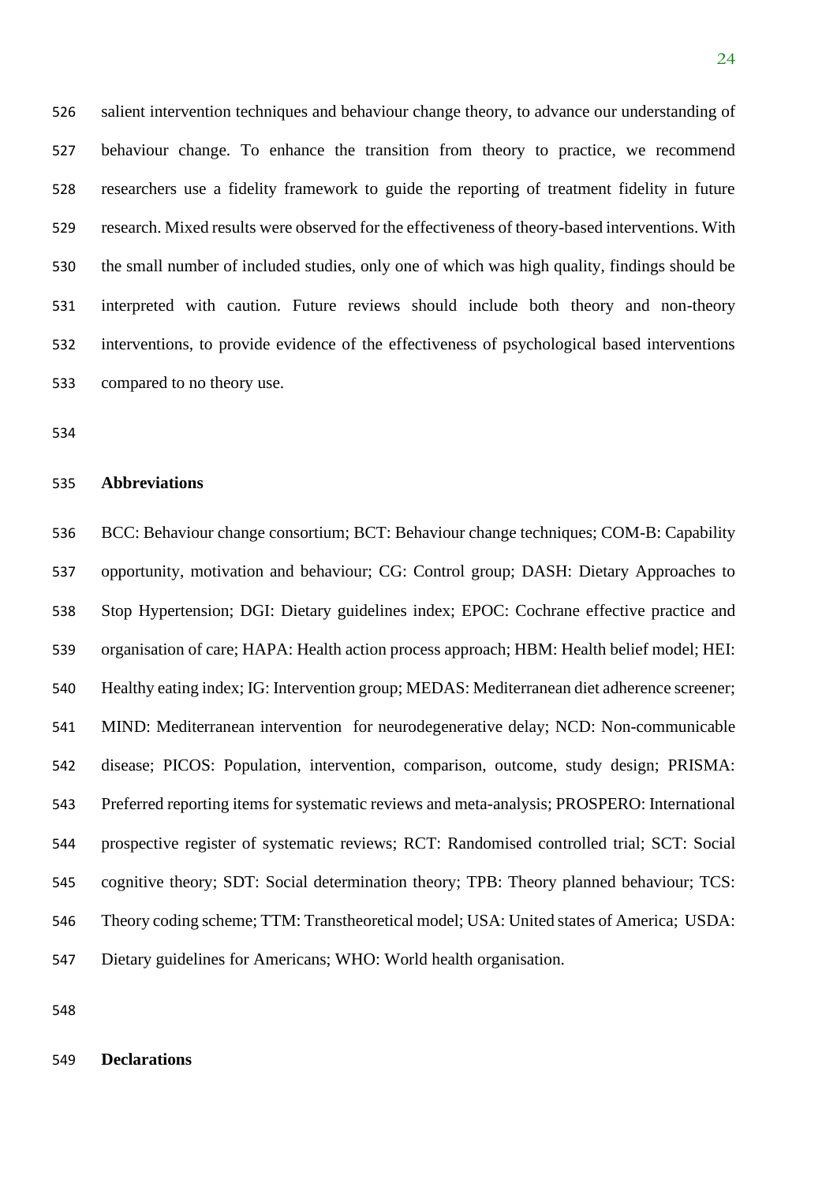salient intervention techniques and behaviour change theory, to advance our understanding of behaviour change. To enhance the transition from theory to practice, we recommend researchers use a fidelity framework to guide the reporting of treatment fidelity in future research. Mixed results were observed for the effectiveness of theory-based interventions. With the small number of included studies, only one of which was high quality, findings should be interpreted with caution. Future reviews should include both theory and non-theory interventions, to provide evidence of the effectiveness of psychological based interventions compared to no theory use.

## Abbreviations

BCC: Behaviour change consortium; BCT: Behaviour change techniques; COM-B: Capability opportunity, motivation and behaviour; CG: Control group; DASH: Dietary Approaches to Stop Hypertension; DGI: Dietary guidelines index; EPOC: Cochrane effective practice and organisation of care; HAPA: Health action process approach; HBM: Health belief model; HEI: Healthy eating index; IG: Intervention group; MEDAS: Mediterranean diet adherence screener; MIND: Mediterranean intervention for neurodegenerative delay; NCD: Non-communicable disease; PICOS: Population, intervention, comparison, outcome, study design; PRISMA: Preferred reporting items for systematic reviews and meta-analysis; PROSPERO: International prospective register of systematic reviews; RCT: Randomised controlled trial; SCT: Social cognitive theory; SDT: Social determination theory; TPB: Theory planned behaviour; TCS: Theory coding scheme; TTM: Transtheoretical model; USA: United states of America; USDA: Dietary guidelines for Americans; WHO: World health organisation.

## Declarations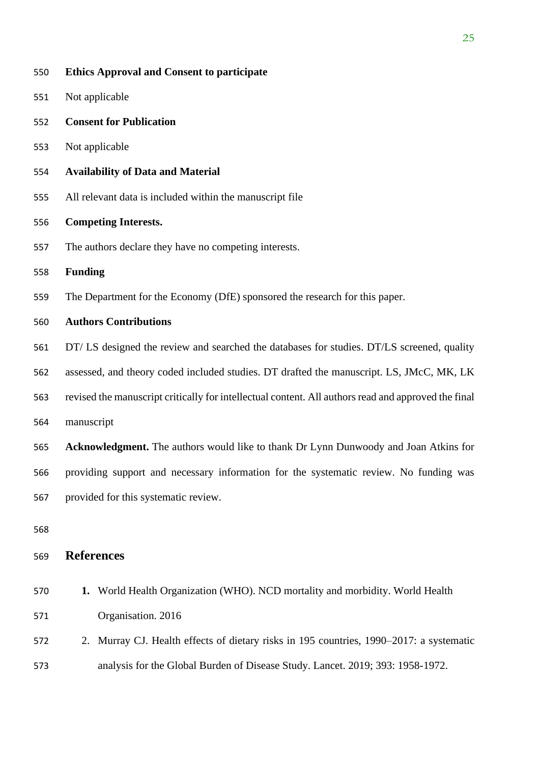**Ethics Approval and Consent to participate**

Not applicable

**Consent for Publication**

Not applicable

**Availability of Data and Material**

All relevant data is included within the manuscript file

**Competing Interests.**

The authors declare they have no competing interests.

**Funding**

The Department for the Economy (DfE) sponsored the research for this paper.

**Authors Contributions**

DT/ LS designed the review and searched the databases for studies. DT/LS screened, quality assessed, and theory coded included studies. DT drafted the manuscript. LS, JMcC, MK, LK revised the manuscript critically for intellectual content. All authors read and approved the final manuscript

**Acknowledgment.** The authors would like to thank Dr Lynn Dunwoody and Joan Atkins for providing support and necessary information for the systematic review. No funding was provided for this systematic review.

## References

1. World Health Organization (WHO). NCD mortality and morbidity. World Health Organisation. 2016
2. Murray CJ. Health effects of dietary risks in 195 countries, 1990–2017: a systematic analysis for the Global Burden of Disease Study. Lancet. 2019; 393: 1958-1972.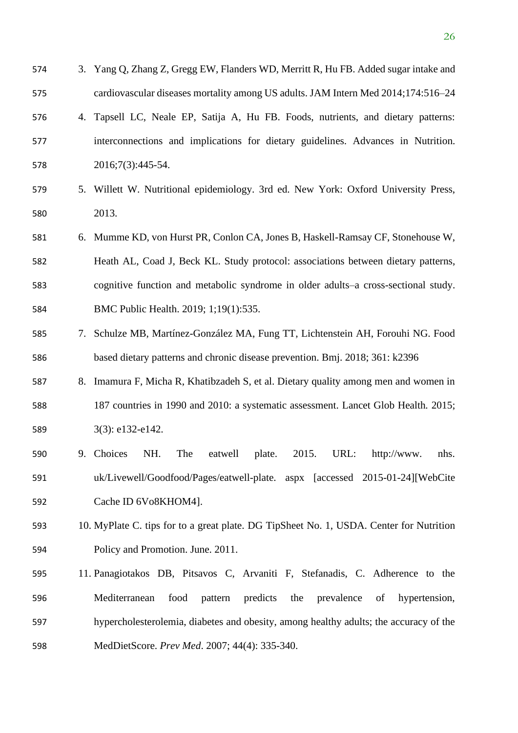3. Yang Q, Zhang Z, Gregg EW, Flanders WD, Merritt R, Hu FB. Added sugar intake and cardiovascular diseases mortality among US adults. JAM Intern Med 2014;174:516–24
4. Tapsell LC, Neale EP, Satija A, Hu FB. Foods, nutrients, and dietary patterns: interconnections and implications for dietary guidelines. Advances in Nutrition. 2016;7(3):445-54.
5. Willett W. Nutritional epidemiology. 3rd ed. New York: Oxford University Press, 2013.
6. Mumme KD, von Hurst PR, Conlon CA, Jones B, Haskell-Ramsay CF, Stonehouse W, Heath AL, Coad J, Beck KL. Study protocol: associations between dietary patterns, cognitive function and metabolic syndrome in older adults–a cross-sectional study. BMC Public Health. 2019; 1;19(1):535.
7. Schulze MB, Martínez-González MA, Fung TT, Lichtenstein AH, Forouhi NG. Food based dietary patterns and chronic disease prevention. Bmj. 2018; 361: k2396
8. Imamura F, Micha R, Khatibzadeh S, et al. Dietary quality among men and women in 187 countries in 1990 and 2010: a systematic assessment. Lancet Glob Health. 2015; 3(3): e132-e142.
9. Choices NH. The eatwell plate. 2015. URL: http://www. nhs. uk/Livewell/Goodfood/Pages/eatwell-plate. aspx [accessed 2015-01-24][WebCite Cache ID 6Vo8KHOM4].
10. MyPlate C. tips for to a great plate. DG TipSheet No. 1, USDA. Center for Nutrition Policy and Promotion. June. 2011.
11. Panagiotakos DB, Pitsavos C, Arvaniti F, Stefanadis, C. Adherence to the Mediterranean food pattern predicts the prevalence of hypertension, hypercholesterolemia, diabetes and obesity, among healthy adults; the accuracy of the MedDietScore. *Prev Med*. 2007; 44(4): 335-340.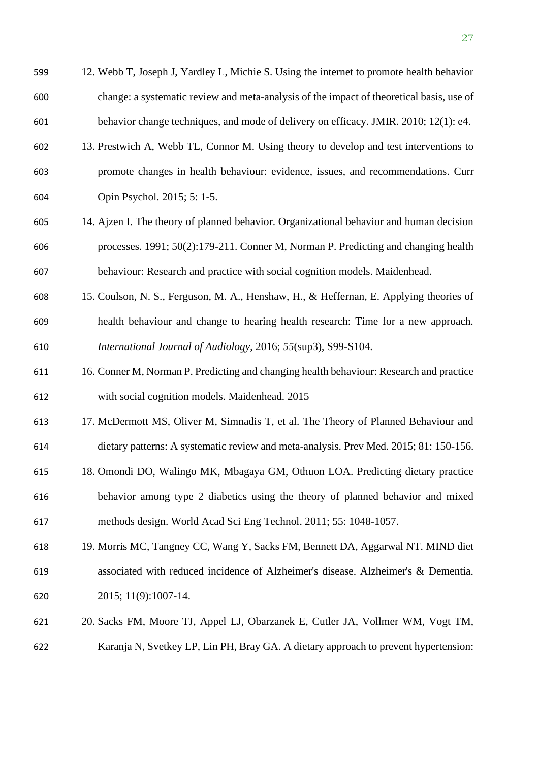12. Webb T, Joseph J, Yardley L, Michie S. Using the internet to promote health behavior change: a systematic review and meta-analysis of the impact of theoretical basis, use of behavior change techniques, and mode of delivery on efficacy. JMIR. 2010; 12(1): e4.
13. Prestwich A, Webb TL, Connor M. Using theory to develop and test interventions to promote changes in health behaviour: evidence, issues, and recommendations. Curr Opin Psychol. 2015; 5: 1-5.
14. Ajzen I. The theory of planned behavior. Organizational behavior and human decision processes. 1991; 50(2):179-211. Conner M, Norman P. Predicting and changing health behaviour: Research and practice with social cognition models. Maidenhead.
15. Coulson, N. S., Ferguson, M. A., Henshaw, H., & Heffernan, E. Applying theories of health behaviour and change to hearing health research: Time for a new approach. *International Journal of Audiology*, 2016; *55*(sup3), S99-S104.
16. Conner M, Norman P. Predicting and changing health behaviour: Research and practice with social cognition models. Maidenhead. 2015
17. McDermott MS, Oliver M, Simnadis T, et al. The Theory of Planned Behaviour and dietary patterns: A systematic review and meta-analysis. Prev Med. 2015; 81: 150-156.
18. Omondi DO, Walingo MK, Mbagaya GM, Othuon LOA. Predicting dietary practice behavior among type 2 diabetics using the theory of planned behavior and mixed methods design. World Acad Sci Eng Technol. 2011; 55: 1048-1057.
19. Morris MC, Tangney CC, Wang Y, Sacks FM, Bennett DA, Aggarwal NT. MIND diet associated with reduced incidence of Alzheimer's disease. Alzheimer's & Dementia. 2015; 11(9):1007-14.
20. Sacks FM, Moore TJ, Appel LJ, Obarzanek E, Cutler JA, Vollmer WM, Vogt TM, Karanja N, Svetkey LP, Lin PH, Bray GA. A dietary approach to prevent hypertension: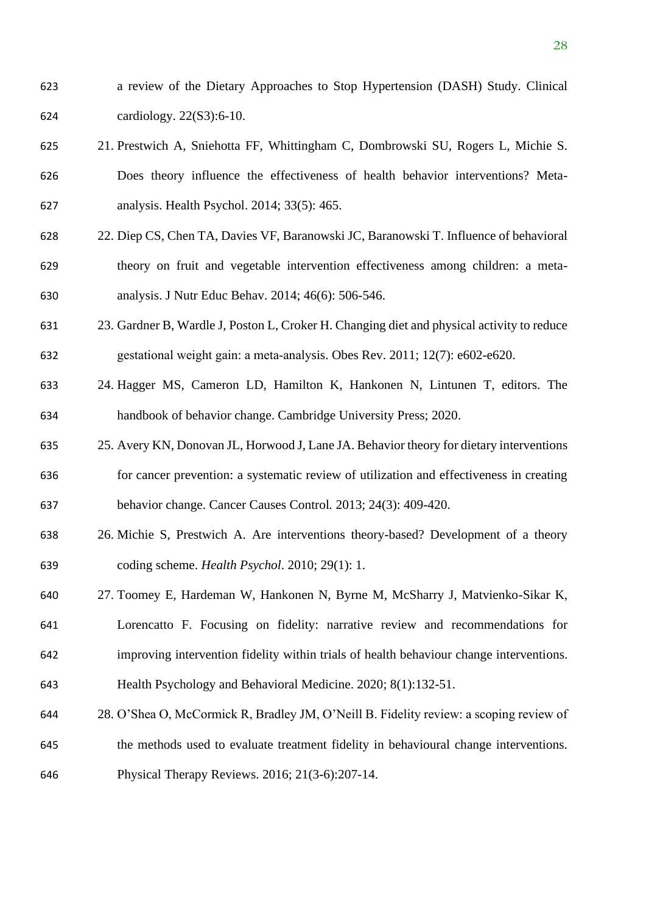a review of the Dietary Approaches to Stop Hypertension (DASH) Study. Clinical cardiology. 22(S3):6-10.

21. Prestwich A, Sniehotta FF, Whittingham C, Dombrowski SU, Rogers L, Michie S. Does theory influence the effectiveness of health behavior interventions? Meta-analysis. Health Psychol. 2014; 33(5): 465.
22. Diep CS, Chen TA, Davies VF, Baranowski JC, Baranowski T. Influence of behavioral theory on fruit and vegetable intervention effectiveness among children: a meta-analysis. J Nutr Educ Behav. 2014; 46(6): 506-546.
23. Gardner B, Wardle J, Poston L, Croker H. Changing diet and physical activity to reduce gestational weight gain: a meta-analysis. Obes Rev. 2011; 12(7): e602-e620.
24. Hagger MS, Cameron LD, Hamilton K, Hankonen N, Lintunen T, editors. The handbook of behavior change. Cambridge University Press; 2020.
25. Avery KN, Donovan JL, Horwood J, Lane JA. Behavior theory for dietary interventions for cancer prevention: a systematic review of utilization and effectiveness in creating behavior change. Cancer Causes Control. 2013; 24(3): 409-420.
26. Michie S, Prestwich A. Are interventions theory-based? Development of a theory coding scheme. *Health Psychol*. 2010; 29(1): 1.
27. Toomey E, Hardeman W, Hankonen N, Byrne M, McSharry J, Matvienko-Sikar K, Lorencatto F. Focusing on fidelity: narrative review and recommendations for improving intervention fidelity within trials of health behaviour change interventions. Health Psychology and Behavioral Medicine. 2020; 8(1):132-51.
28. O'Shea O, McCormick R, Bradley JM, O'Neill B. Fidelity review: a scoping review of the methods used to evaluate treatment fidelity in behavioural change interventions. Physical Therapy Reviews. 2016; 21(3-6):207-14.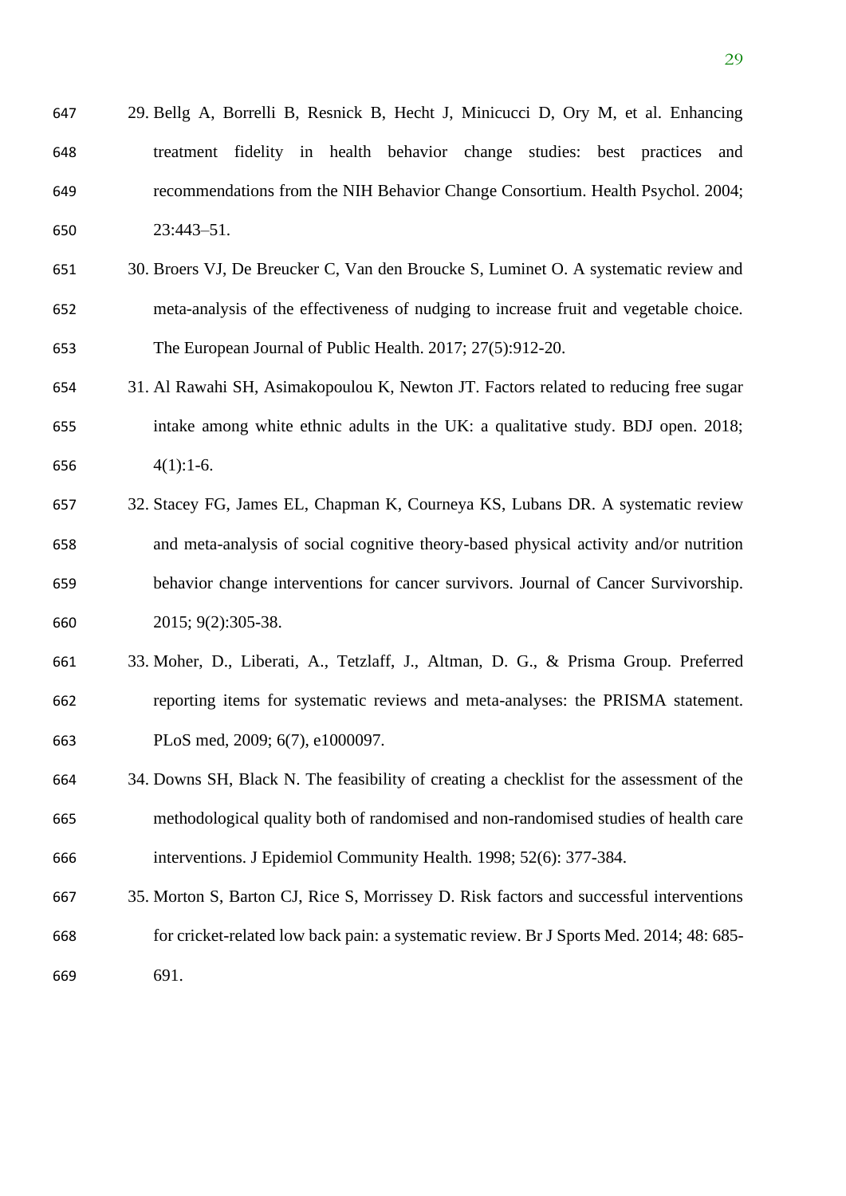29. Bellg A, Borrelli B, Resnick B, Hecht J, Minicucci D, Ory M, et al. Enhancing treatment fidelity in health behavior change studies: best practices and recommendations from the NIH Behavior Change Consortium. Health Psychol. 2004; 23:443–51.
30. Broers VJ, De Breucker C, Van den Broucke S, Luminet O. A systematic review and meta-analysis of the effectiveness of nudging to increase fruit and vegetable choice. The European Journal of Public Health. 2017; 27(5):912-20.
31. Al Rawahi SH, Asimakopoulou K, Newton JT. Factors related to reducing free sugar intake among white ethnic adults in the UK: a qualitative study. BDJ open. 2018; 4(1):1-6.
32. Stacey FG, James EL, Chapman K, Courneya KS, Lubans DR. A systematic review and meta-analysis of social cognitive theory-based physical activity and/or nutrition behavior change interventions for cancer survivors. Journal of Cancer Survivorship. 2015; 9(2):305-38.
33. Moher, D., Liberati, A., Tetzlaff, J., Altman, D. G., & Prisma Group. Preferred reporting items for systematic reviews and meta-analyses: the PRISMA statement. PLoS med, 2009; 6(7), e1000097.
34. Downs SH, Black N. The feasibility of creating a checklist for the assessment of the methodological quality both of randomised and non-randomised studies of health care interventions. J Epidemiol Community Health. 1998; 52(6): 377-384.
35. Morton S, Barton CJ, Rice S, Morrissey D. Risk factors and successful interventions for cricket-related low back pain: a systematic review. Br J Sports Med. 2014; 48: 685-691.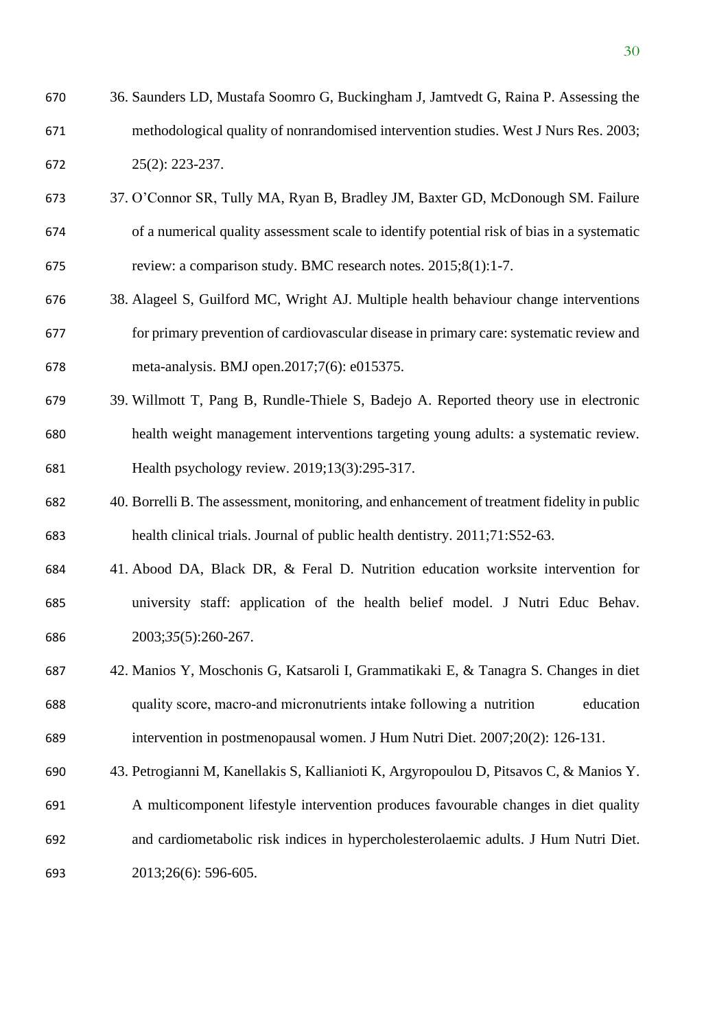36. Saunders LD, Mustafa Soomro G, Buckingham J, Jamtvedt G, Raina P. Assessing the methodological quality of nonrandomised intervention studies. West J Nurs Res. 2003; 25(2): 223-237.
37. O'Connor SR, Tully MA, Ryan B, Bradley JM, Baxter GD, McDonough SM. Failure of a numerical quality assessment scale to identify potential risk of bias in a systematic review: a comparison study. BMC research notes. 2015;8(1):1-7.
38. Alageel S, Guilford MC, Wright AJ. Multiple health behaviour change interventions for primary prevention of cardiovascular disease in primary care: systematic review and meta-analysis. BMJ open.2017;7(6): e015375.
39. Willmott T, Pang B, Rundle-Thiele S, Badejo A. Reported theory use in electronic health weight management interventions targeting young adults: a systematic review. Health psychology review. 2019;13(3):295-317.
40. Borrelli B. The assessment, monitoring, and enhancement of treatment fidelity in public health clinical trials. Journal of public health dentistry. 2011;71:S52-63.
41. Abood DA, Black DR, & Feral D. Nutrition education worksite intervention for university staff: application of the health belief model. J Nutri Educ Behav. 2003;*35*(5):260-267.
42. Manios Y, Moschonis G, Katsaroli I, Grammatikaki E, & Tanagra S. Changes in diet quality score, macro-and micronutrients intake following a nutrition education intervention in postmenopausal women. J Hum Nutri Diet. 2007;20(2): 126-131.
43. Petrogianni M, Kanellakis S, Kallianioti K, Argyropoulou D, Pitsavos C, & Manios Y. A multicomponent lifestyle intervention produces favourable changes in diet quality and cardiometabolic risk indices in hypercholesterolaemic adults. J Hum Nutri Diet. 2013;26(6): 596-605.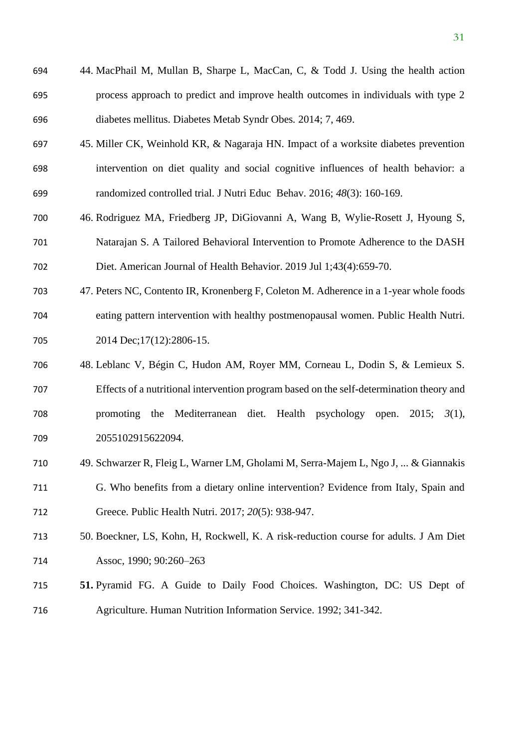44. MacPhail M, Mullan B, Sharpe L, MacCan, C, & Todd J. Using the health action process approach to predict and improve health outcomes in individuals with type 2 diabetes mellitus. Diabetes Metab Syndr Obes. 2014; 7, 469.
45. Miller CK, Weinhold KR, & Nagaraja HN. Impact of a worksite diabetes prevention intervention on diet quality and social cognitive influences of health behavior: a randomized controlled trial. J Nutri Educ Behav. 2016; *48*(3): 160-169.
46. Rodriguez MA, Friedberg JP, DiGiovanni A, Wang B, Wylie-Rosett J, Hyoung S, Natarajan S. A Tailored Behavioral Intervention to Promote Adherence to the DASH Diet. American Journal of Health Behavior. 2019 Jul 1;43(4):659-70.
47. Peters NC, Contento IR, Kronenberg F, Coleton M. Adherence in a 1-year whole foods eating pattern intervention with healthy postmenopausal women. Public Health Nutri. 2014 Dec;17(12):2806-15.
48. Leblanc V, Bégin C, Hudon AM, Royer MM, Corneau L, Dodin S, & Lemieux S. Effects of a nutritional intervention program based on the self-determination theory and promoting the Mediterranean diet. Health psychology open. 2015; *3*(1), 2055102915622094.
49. Schwarzer R, Fleig L, Warner LM, Gholami M, Serra-Majem L, Ngo J, ... & Giannakis G. Who benefits from a dietary online intervention? Evidence from Italy, Spain and Greece. Public Health Nutri. 2017; *20*(5): 938-947.
50. Boeckner, LS, Kohn, H, Rockwell, K. A risk-reduction course for adults. J Am Diet Assoc, 1990; 90:260–263
51. Pyramid FG. A Guide to Daily Food Choices. Washington, DC: US Dept of Agriculture. Human Nutrition Information Service. 1992; 341-342.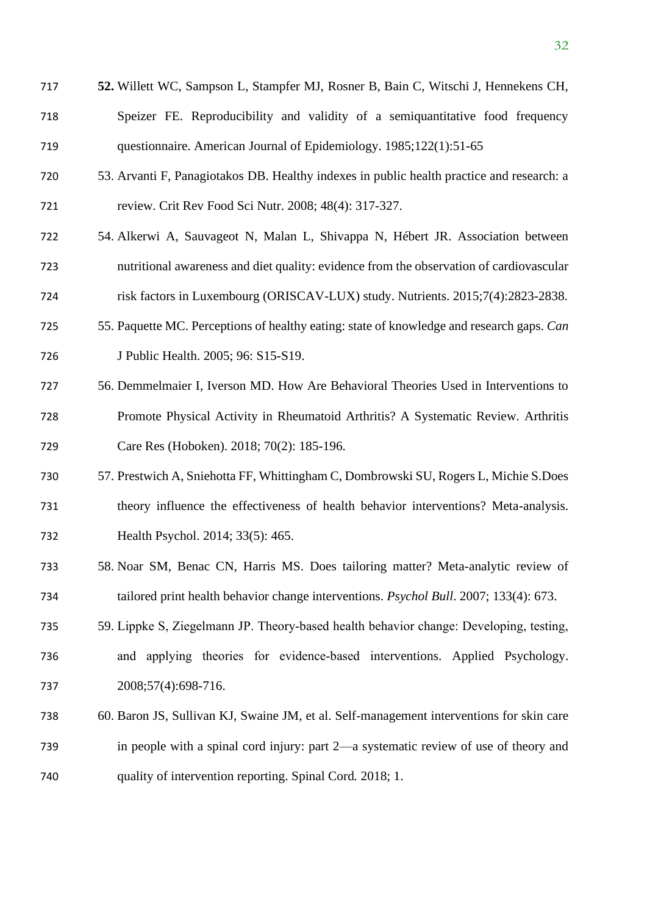**52.** Willett WC, Sampson L, Stampfer MJ, Rosner B, Bain C, Witschi J, Hennekens CH, Speizer FE. Reproducibility and validity of a semiquantitative food frequency questionnaire. American Journal of Epidemiology. 1985;122(1):51-65

53. Arvanti F, Panagiotakos DB. Healthy indexes in public health practice and research: a review. Crit Rev Food Sci Nutr. 2008; 48(4): 317-327.

54. Alkerwi A, Sauvageot N, Malan L, Shivappa N, Hébert JR. Association between nutritional awareness and diet quality: evidence from the observation of cardiovascular risk factors in Luxembourg (ORISCAV-LUX) study. Nutrients. 2015;7(4):2823-2838.

55. Paquette MC. Perceptions of healthy eating: state of knowledge and research gaps. *Can* J Public Health. 2005; 96: S15-S19.

56. Demmelmaier I, Iverson MD. How Are Behavioral Theories Used in Interventions to Promote Physical Activity in Rheumatoid Arthritis? A Systematic Review. Arthritis Care Res (Hoboken). 2018; 70(2): 185-196.

57. Prestwich A, Sniehotta FF, Whittingham C, Dombrowski SU, Rogers L, Michie S.Does theory influence the effectiveness of health behavior interventions? Meta-analysis. Health Psychol. 2014; 33(5): 465.

58. Noar SM, Benac CN, Harris MS. Does tailoring matter? Meta-analytic review of tailored print health behavior change interventions. *Psychol Bull*. 2007; 133(4): 673.

59. Lippke S, Ziegelmann JP. Theory-based health behavior change: Developing, testing, and applying theories for evidence-based interventions. Applied Psychology. 2008;57(4):698-716.

60. Baron JS, Sullivan KJ, Swaine JM, et al. Self-management interventions for skin care in people with a spinal cord injury: part 2—a systematic review of use of theory and quality of intervention reporting. Spinal Cord. 2018; 1.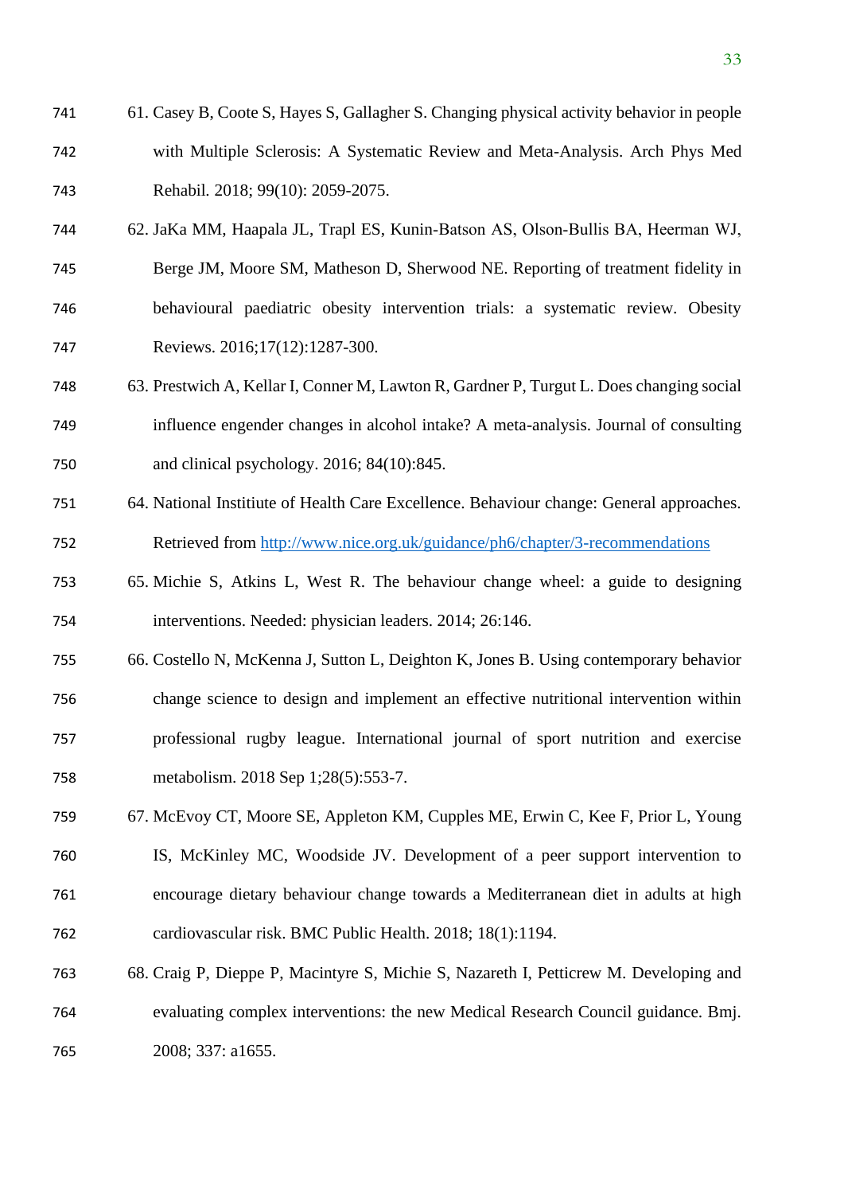61. Casey B, Coote S, Hayes S, Gallagher S. Changing physical activity behavior in people with Multiple Sclerosis: A Systematic Review and Meta-Analysis. Arch Phys Med Rehabil. 2018; 99(10): 2059-2075.
62. JaKa MM, Haapala JL, Trapl ES, Kunin-Batson AS, Olson-Bullis BA, Heerman WJ, Berge JM, Moore SM, Matheson D, Sherwood NE. Reporting of treatment fidelity in behavioural paediatric obesity intervention trials: a systematic review. Obesity Reviews. 2016;17(12):1287-300.
63. Prestwich A, Kellar I, Conner M, Lawton R, Gardner P, Turgut L. Does changing social influence engender changes in alcohol intake? A meta-analysis. Journal of consulting and clinical psychology. 2016; 84(10):845.
64. National Instiitute of Health Care Excellence. Behaviour change: General approaches. Retrieved from http://www.nice.org.uk/guidance/ph6/chapter/3-recommendations
65. Michie S, Atkins L, West R. The behaviour change wheel: a guide to designing interventions. Needed: physician leaders. 2014; 26:146.
66. Costello N, McKenna J, Sutton L, Deighton K, Jones B. Using contemporary behavior change science to design and implement an effective nutritional intervention within professional rugby league. International journal of sport nutrition and exercise metabolism. 2018 Sep 1;28(5):553-7.
67. McEvoy CT, Moore SE, Appleton KM, Cupples ME, Erwin C, Kee F, Prior L, Young IS, McKinley MC, Woodside JV. Development of a peer support intervention to encourage dietary behaviour change towards a Mediterranean diet in adults at high cardiovascular risk. BMC Public Health. 2018; 18(1):1194.
68. Craig P, Dieppe P, Macintyre S, Michie S, Nazareth I, Petticrew M. Developing and evaluating complex interventions: the new Medical Research Council guidance. Bmj. 2008; 337: a1655.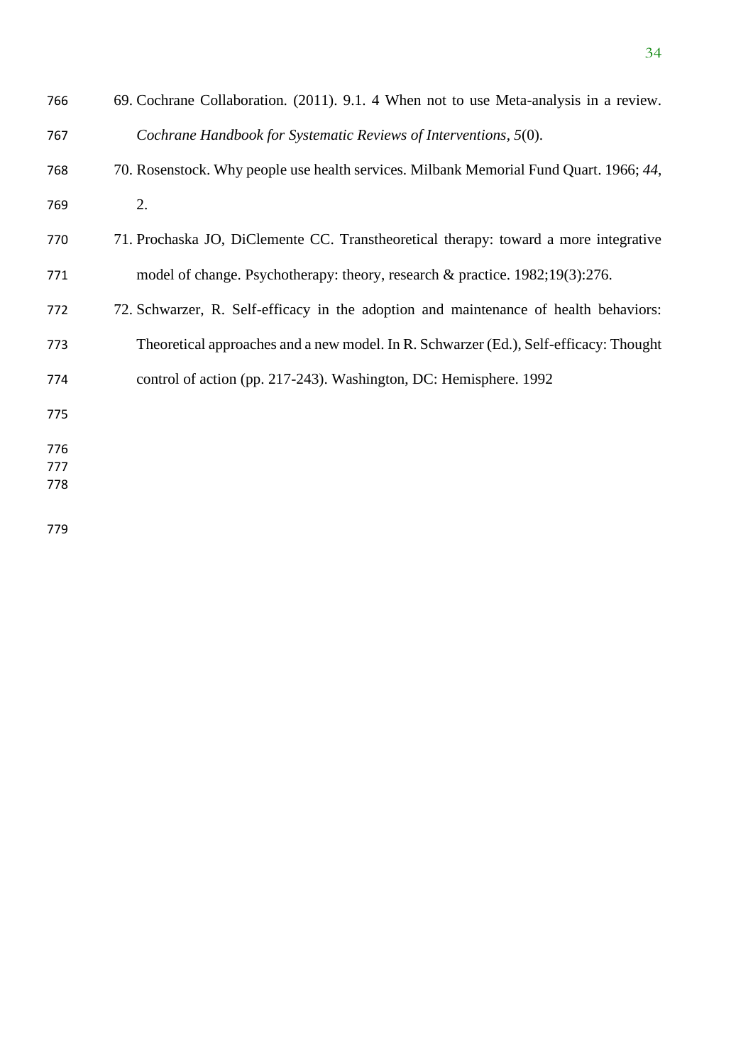69. Cochrane Collaboration. (2011). 9.1. 4 When not to use Meta-analysis in a review. *Cochrane Handbook for Systematic Reviews of Interventions*, *5*(0).
70. Rosenstock. Why people use health services. Milbank Memorial Fund Quart. 1966; *44*, 2.
71. Prochaska JO, DiClemente CC. Transtheoretical therapy: toward a more integrative model of change. Psychotherapy: theory, research & practice. 1982;19(3):276.
72. Schwarzer, R. Self-efficacy in the adoption and maintenance of health behaviors: Theoretical approaches and a new model. In R. Schwarzer (Ed.), Self-efficacy: Thought control of action (pp. 217-243). Washington, DC: Hemisphere. 1992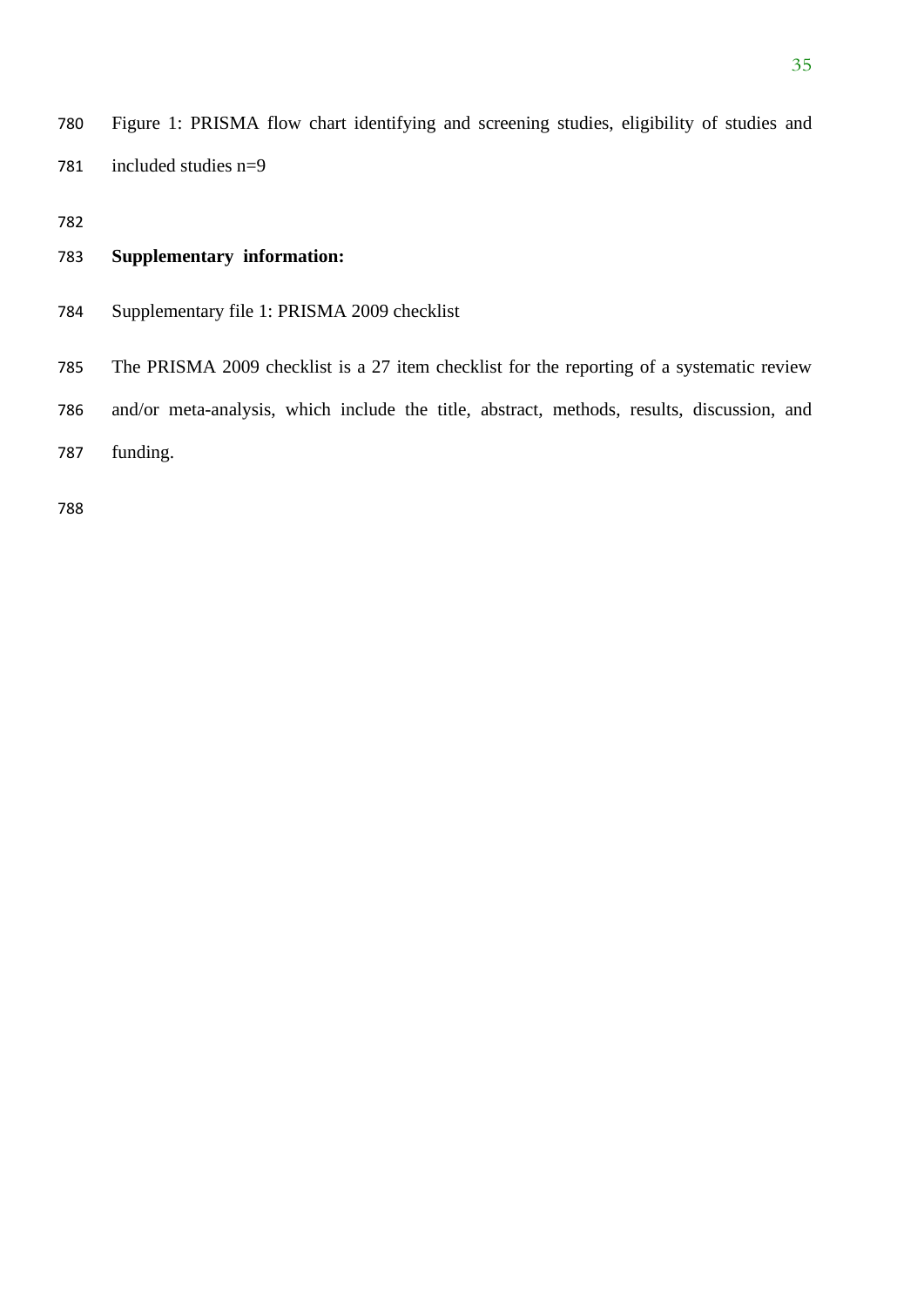Figure 1: PRISMA flow chart identifying and screening studies, eligibility of studies and included studies n=9

**Supplementary information:**

Supplementary file 1: PRISMA 2009 checklist

The PRISMA 2009 checklist is a 27 item checklist for the reporting of a systematic review and/or meta-analysis, which include the title, abstract, methods, results, discussion, and funding.